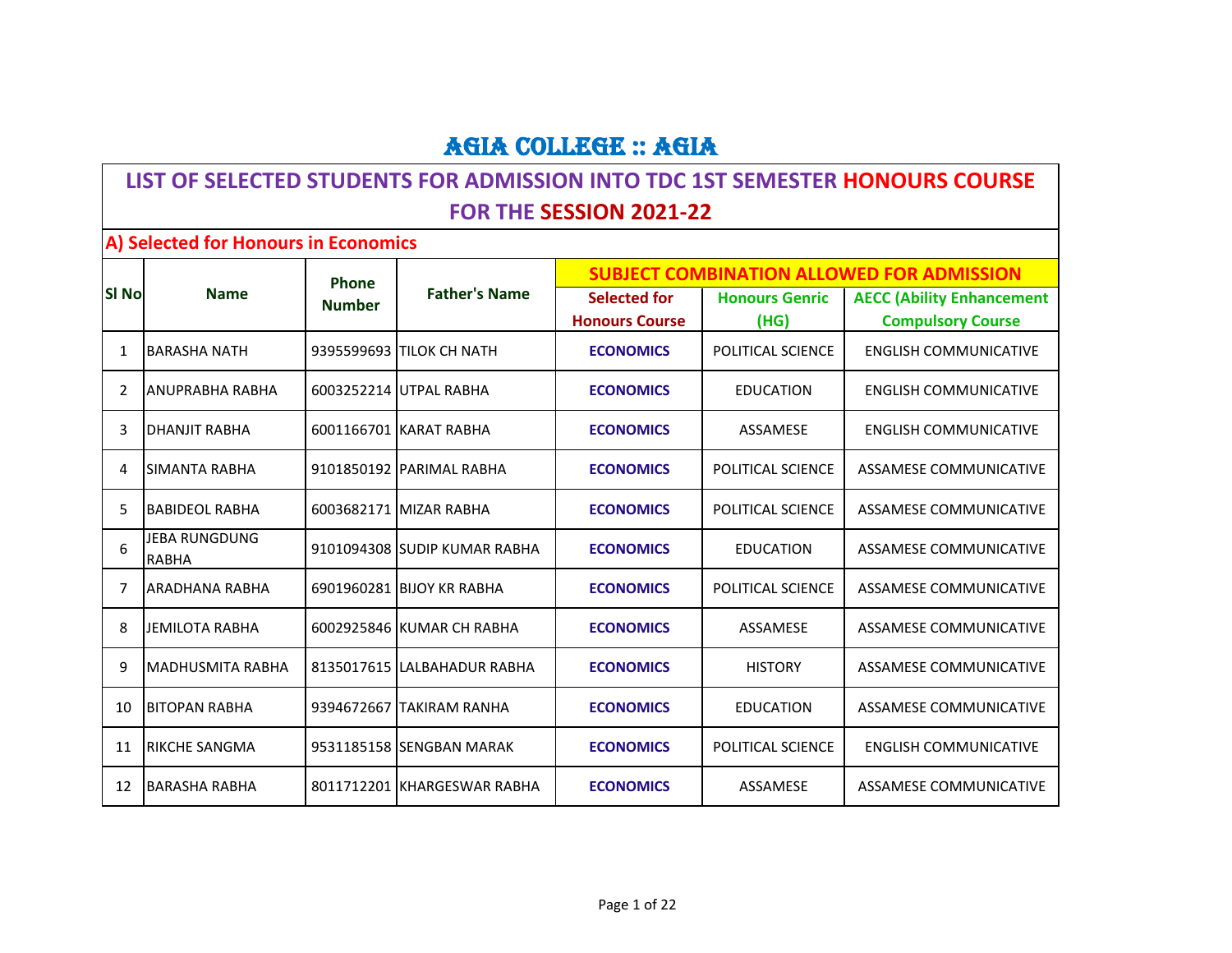# AGIA COLLEGE :: AGIA

## LIST OF SELECTED STUDENTS FOR ADMISSION INTO TDC 1ST SEMESTER HONOURS COURSE FOR THE SESSION 2021-22

### A) Selected for Honours in Economics

| Sl No | Name | Phone Number | Father's Name | SUBJECT COMBINATION ALLOWED FOR ADMISSION | | |
|---|---|---|---|---|---|---|
| | | | | Selected for Honours Course | Honours Genric (HG) | AECC (Ability Enhancement Compulsory Course |
| 1 | BARASHA NATH | 9395599693 | TILOK CH NATH | ECONOMICS | POLITICAL SCIENCE | ENGLISH COMMUNICATIVE |
| 2 | ANUPRABHA RABHA | 6003252214 | UTPAL RABHA | ECONOMICS | EDUCATION | ENGLISH COMMUNICATIVE |
| 3 | DHANJIT RABHA | 6001166701 | KARAT RABHA | ECONOMICS | ASSAMESE | ENGLISH COMMUNICATIVE |
| 4 | SIMANTA RABHA | 9101850192 | PARIMAL RABHA | ECONOMICS | POLITICAL SCIENCE | ASSAMESE COMMUNICATIVE |
| 5 | BABIDEOL RABHA | 6003682171 | MIZAR RABHA | ECONOMICS | POLITICAL SCIENCE | ASSAMESE COMMUNICATIVE |
| 6 | JEBA RUNGDUNG RABHA | 9101094308 | SUDIP KUMAR RABHA | ECONOMICS | EDUCATION | ASSAMESE COMMUNICATIVE |
| 7 | ARADHANA RABHA | 6901960281 | BIJOY KR RABHA | ECONOMICS | POLITICAL SCIENCE | ASSAMESE COMMUNICATIVE |
| 8 | JEMILOTA RABHA | 6002925846 | KUMAR CH RABHA | ECONOMICS | ASSAMESE | ASSAMESE COMMUNICATIVE |
| 9 | MADHUSMITA RABHA | 8135017615 | LALBAHADUR RABHA | ECONOMICS | HISTORY | ASSAMESE COMMUNICATIVE |
| 10 | BITOPAN RABHA | 9394672667 | TAKIRAM RANHA | ECONOMICS | EDUCATION | ASSAMESE COMMUNICATIVE |
| 11 | RIKCHE SANGMA | 9531185158 | SENGBAN MARAK | ECONOMICS | POLITICAL SCIENCE | ENGLISH COMMUNICATIVE |
| 12 | BARASHA RABHA | 8011712201 | KHARGESWAR RABHA | ECONOMICS | ASSAMESE | ASSAMESE COMMUNICATIVE |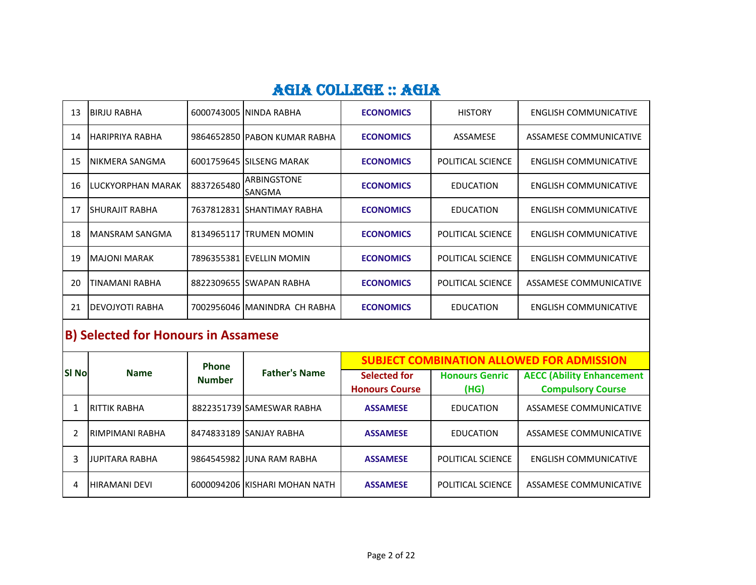# AGIA COLLEGE :: AGIA

| | | | | | | |
|---|---|---|---|---|---|---|
| 13 | BIRJU RABHA | 6000743005 | NINDA RABHA | **ECONOMICS** | HISTORY | ENGLISH COMMUNICATIVE |
| 14 | HARIPRIYA RABHA | 9864652850 | PABON KUMAR RABHA | **ECONOMICS** | ASSAMESE | ASSAMESE COMMUNICATIVE |
| 15 | NIKMERA SANGMA | 6001759645 | SILSENG MARAK | **ECONOMICS** | POLITICAL SCIENCE | ENGLISH COMMUNICATIVE |
| 16 | LUCKYORPHAN MARAK | 8837265480 | ARBINGSTONE SANGMA | **ECONOMICS** | EDUCATION | ENGLISH COMMUNICATIVE |
| 17 | SHURAJIT RABHA | 7637812831 | SHANTIMAY RABHA | **ECONOMICS** | EDUCATION | ENGLISH COMMUNICATIVE |
| 18 | MANSRAM SANGMA | 8134965117 | TRUMEN MOMIN | **ECONOMICS** | POLITICAL SCIENCE | ENGLISH COMMUNICATIVE |
| 19 | MAJONI MARAK | 7896355381 | EVELLIN MOMIN | **ECONOMICS** | POLITICAL SCIENCE | ENGLISH COMMUNICATIVE |
| 20 | TINAMANI RABHA | 8822309655 | SWAPAN RABHA | **ECONOMICS** | POLITICAL SCIENCE | ASSAMESE COMMUNICATIVE |
| 21 | DEVOJYOTI RABHA | 7002956046 | MANINDRA CH RABHA | **ECONOMICS** | EDUCATION | ENGLISH COMMUNICATIVE |

## B) Selected for Honours in Assamese

| Sl No | Name | Phone Number | Father's Name | SUBJECT COMBINATION ALLOWED FOR ADMISSION | | |
|---|---|---|---|---|---|---|
| | | | | Selected for Honours Course | Honours Genric (HG) | AECC (Ability Enhancement Compulsory Course |
| 1 | RITTIK RABHA | 8822351739 | SAMESWAR RABHA | **ASSAMESE** | EDUCATION | ASSAMESE COMMUNICATIVE |
| 2 | RIMPIMANI RABHA | 8474833189 | SANJAY RABHA | **ASSAMESE** | EDUCATION | ASSAMESE COMMUNICATIVE |
| 3 | JUPITARA RABHA | 9864545982 | JUNA RAM RABHA | **ASSAMESE** | POLITICAL SCIENCE | ENGLISH COMMUNICATIVE |
| 4 | HIRAMANI DEVI | 6000094206 | KISHARI MOHAN NATH | **ASSAMESE** | POLITICAL SCIENCE | ASSAMESE COMMUNICATIVE |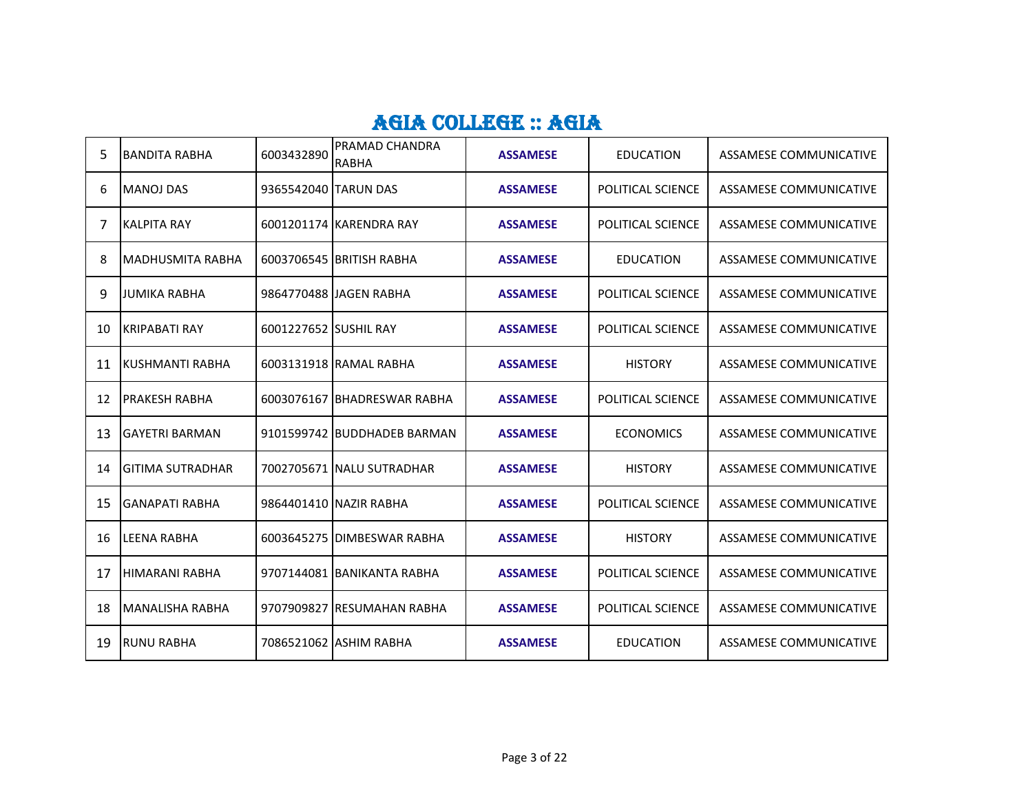# AGIA COLLEGE :: AGIA

| | | | | | | |
|---|---|---|---|---|---|---|
| 5 | BANDITA RABHA | 6003432890 | PRAMAD CHANDRA RABHA | **ASSAMESE** | EDUCATION | ASSAMESE COMMUNICATIVE |
| 6 | MANOJ DAS | 9365542040 | TARUN DAS | **ASSAMESE** | POLITICAL SCIENCE | ASSAMESE COMMUNICATIVE |
| 7 | KALPITA RAY | 6001201174 | KARENDRA RAY | **ASSAMESE** | POLITICAL SCIENCE | ASSAMESE COMMUNICATIVE |
| 8 | MADHUSMITA RABHA | 6003706545 | BRITISH RABHA | **ASSAMESE** | EDUCATION | ASSAMESE COMMUNICATIVE |
| 9 | JUMIKA RABHA | 9864770488 | JAGEN RABHA | **ASSAMESE** | POLITICAL SCIENCE | ASSAMESE COMMUNICATIVE |
| 10 | KRIPABATI RAY | 6001227652 | SUSHIL RAY | **ASSAMESE** | POLITICAL SCIENCE | ASSAMESE COMMUNICATIVE |
| 11 | KUSHMANTI RABHA | 6003131918 | RAMAL RABHA | **ASSAMESE** | HISTORY | ASSAMESE COMMUNICATIVE |
| 12 | PRAKESH RABHA | 6003076167 | BHADRESWAR RABHA | **ASSAMESE** | POLITICAL SCIENCE | ASSAMESE COMMUNICATIVE |
| 13 | GAYETRI BARMAN | 9101599742 | BUDDHADEB BARMAN | **ASSAMESE** | ECONOMICS | ASSAMESE COMMUNICATIVE |
| 14 | GITIMA SUTRADHAR | 7002705671 | NALU SUTRADHAR | **ASSAMESE** | HISTORY | ASSAMESE COMMUNICATIVE |
| 15 | GANAPATI RABHA | 9864401410 | NAZIR RABHA | **ASSAMESE** | POLITICAL SCIENCE | ASSAMESE COMMUNICATIVE |
| 16 | LEENA RABHA | 6003645275 | DIMBESWAR RABHA | **ASSAMESE** | HISTORY | ASSAMESE COMMUNICATIVE |
| 17 | HIMARANI RABHA | 9707144081 | BANIKANTA RABHA | **ASSAMESE** | POLITICAL SCIENCE | ASSAMESE COMMUNICATIVE |
| 18 | MANALISHA RABHA | 9707909827 | RESUMAHAN RABHA | **ASSAMESE** | POLITICAL SCIENCE | ASSAMESE COMMUNICATIVE |
| 19 | RUNU RABHA | 7086521062 | ASHIM RABHA | **ASSAMESE** | EDUCATION | ASSAMESE COMMUNICATIVE |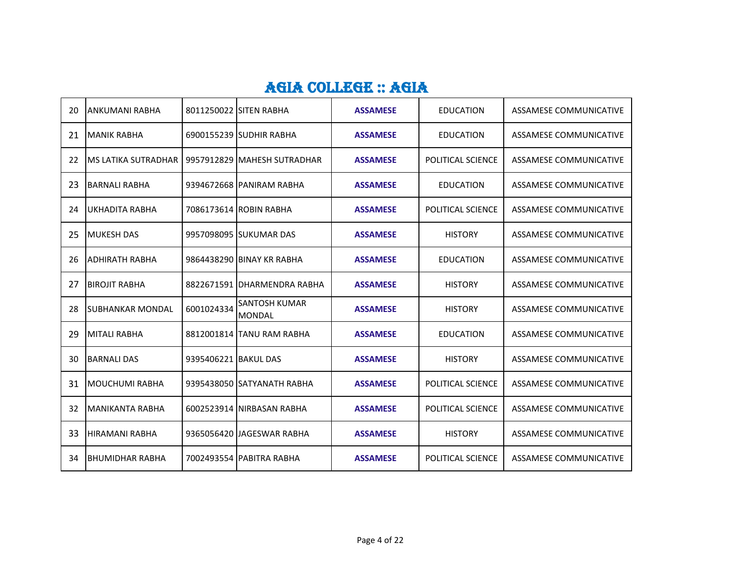# AGIA COLLEGE :: AGIA

| | | | | | | |
|---|---|---|---|---|---|---|
| 20 | ANKUMANI RABHA | 8011250022 | SITEN RABHA | **ASSAMESE** | EDUCATION | ASSAMESE COMMUNICATIVE |
| 21 | MANIK RABHA | 6900155239 | SUDHIR RABHA | **ASSAMESE** | EDUCATION | ASSAMESE COMMUNICATIVE |
| 22 | MS LATIKA SUTRADHAR | 9957912829 | MAHESH SUTRADHAR | **ASSAMESE** | POLITICAL SCIENCE | ASSAMESE COMMUNICATIVE |
| 23 | BARNALI RABHA | 9394672668 | PANIRAM RABHA | **ASSAMESE** | EDUCATION | ASSAMESE COMMUNICATIVE |
| 24 | UKHADITA RABHA | 7086173614 | ROBIN RABHA | **ASSAMESE** | POLITICAL SCIENCE | ASSAMESE COMMUNICATIVE |
| 25 | MUKESH DAS | 9957098095 | SUKUMAR DAS | **ASSAMESE** | HISTORY | ASSAMESE COMMUNICATIVE |
| 26 | ADHIRATH RABHA | 9864438290 | BINAY KR RABHA | **ASSAMESE** | EDUCATION | ASSAMESE COMMUNICATIVE |
| 27 | BIROJIT RABHA | 8822671591 | DHARMENDRA RABHA | **ASSAMESE** | HISTORY | ASSAMESE COMMUNICATIVE |
| 28 | SUBHANKAR MONDAL | 6001024334 | SANTOSH KUMAR MONDAL | **ASSAMESE** | HISTORY | ASSAMESE COMMUNICATIVE |
| 29 | MITALI RABHA | 8812001814 | TANU RAM RABHA | **ASSAMESE** | EDUCATION | ASSAMESE COMMUNICATIVE |
| 30 | BARNALI DAS | 9395406221 | BAKUL DAS | **ASSAMESE** | HISTORY | ASSAMESE COMMUNICATIVE |
| 31 | MOUCHUMI RABHA | 9395438050 | SATYANATH RABHA | **ASSAMESE** | POLITICAL SCIENCE | ASSAMESE COMMUNICATIVE |
| 32 | MANIKANTA RABHA | 6002523914 | NIRBASAN RABHA | **ASSAMESE** | POLITICAL SCIENCE | ASSAMESE COMMUNICATIVE |
| 33 | HIRAMANI RABHA | 9365056420 | JAGESWAR RABHA | **ASSAMESE** | HISTORY | ASSAMESE COMMUNICATIVE |
| 34 | BHUMIDHAR RABHA | 7002493554 | PABITRA RABHA | **ASSAMESE** | POLITICAL SCIENCE | ASSAMESE COMMUNICATIVE |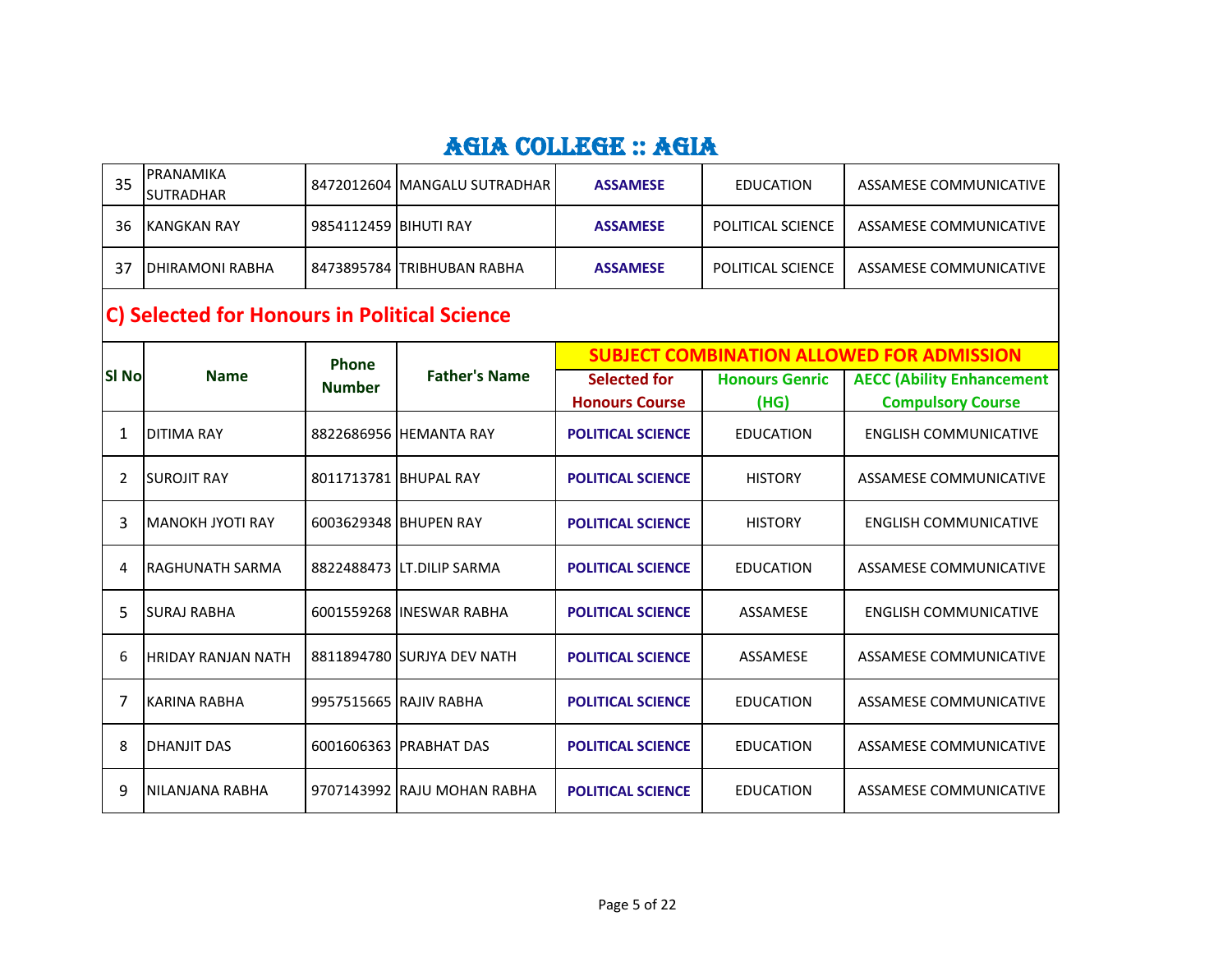# AGIA COLLEGE :: AGIA

| | | | | | | |
|---|---|---|---|---|---|---|
| 35 | PRANAMIKA SUTRADHAR | 8472012604 | MANGALU SUTRADHAR | **ASSAMESE** | EDUCATION | ASSAMESE COMMUNICATIVE |
| 36 | KANGKAN RAY | 9854112459 | BIHUTI RAY | **ASSAMESE** | POLITICAL SCIENCE | ASSAMESE COMMUNICATIVE |
| 37 | DHIRAMONI RABHA | 8473895784 | TRIBHUBAN RABHA | **ASSAMESE** | POLITICAL SCIENCE | ASSAMESE COMMUNICATIVE |

## C) Selected for Honours in Political Science

| Sl No | Name | Phone Number | Father's Name | SUBJECT COMBINATION ALLOWED FOR ADMISSION | | |
|---|---|---|---|---|---|---|
| | | | | Selected for Honours Course | Honours Genric (HG) | AECC (Ability Enhancement Compulsory Course |
| 1 | DITIMA RAY | 8822686956 | HEMANTA RAY | **POLITICAL SCIENCE** | EDUCATION | ENGLISH COMMUNICATIVE |
| 2 | SUROJIT RAY | 8011713781 | BHUPAL RAY | **POLITICAL SCIENCE** | HISTORY | ASSAMESE COMMUNICATIVE |
| 3 | MANOKH JYOTI RAY | 6003629348 | BHUPEN RAY | **POLITICAL SCIENCE** | HISTORY | ENGLISH COMMUNICATIVE |
| 4 | RAGHUNATH SARMA | 8822488473 | LT.DILIP SARMA | **POLITICAL SCIENCE** | EDUCATION | ASSAMESE COMMUNICATIVE |
| 5 | SURAJ RABHA | 6001559268 | INESWAR RABHA | **POLITICAL SCIENCE** | ASSAMESE | ENGLISH COMMUNICATIVE |
| 6 | HRIDAY RANJAN NATH | 8811894780 | SURJYA DEV NATH | **POLITICAL SCIENCE** | ASSAMESE | ASSAMESE COMMUNICATIVE |
| 7 | KARINA RABHA | 9957515665 | RAJIV RABHA | **POLITICAL SCIENCE** | EDUCATION | ASSAMESE COMMUNICATIVE |
| 8 | DHANJIT DAS | 6001606363 | PRABHAT DAS | **POLITICAL SCIENCE** | EDUCATION | ASSAMESE COMMUNICATIVE |
| 9 | NILANJANA RABHA | 9707143992 | RAJU MOHAN RABHA | **POLITICAL SCIENCE** | EDUCATION | ASSAMESE COMMUNICATIVE |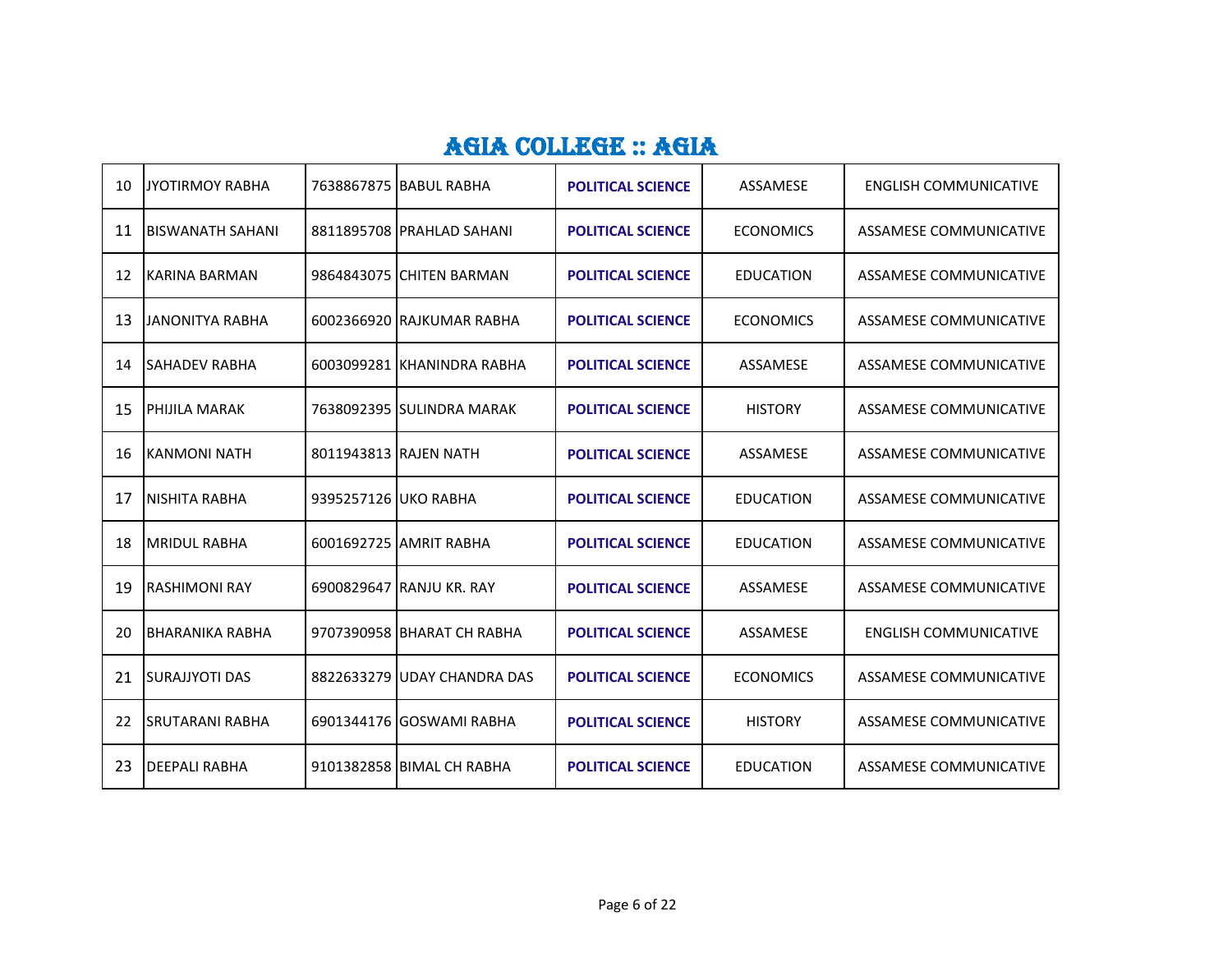# AGIA COLLEGE :: AGIA

| | | | | | | |
|---|---|---|---|---|---|---|
| 10 | JYOTIRMOY RABHA | 7638867875 | BABUL RABHA | **POLITICAL SCIENCE** | ASSAMESE | ENGLISH COMMUNICATIVE |
| 11 | BISWANATH SAHANI | 8811895708 | PRAHLAD SAHANI | **POLITICAL SCIENCE** | ECONOMICS | ASSAMESE COMMUNICATIVE |
| 12 | KARINA BARMAN | 9864843075 | CHITEN BARMAN | **POLITICAL SCIENCE** | EDUCATION | ASSAMESE COMMUNICATIVE |
| 13 | JANONITYA RABHA | 6002366920 | RAJKUMAR RABHA | **POLITICAL SCIENCE** | ECONOMICS | ASSAMESE COMMUNICATIVE |
| 14 | SAHADEV RABHA | 6003099281 | KHANINDRA RABHA | **POLITICAL SCIENCE** | ASSAMESE | ASSAMESE COMMUNICATIVE |
| 15 | PHIJILA MARAK | 7638092395 | SULINDRA MARAK | **POLITICAL SCIENCE** | HISTORY | ASSAMESE COMMUNICATIVE |
| 16 | KANMONI NATH | 8011943813 | RAJEN NATH | **POLITICAL SCIENCE** | ASSAMESE | ASSAMESE COMMUNICATIVE |
| 17 | NISHITA RABHA | 9395257126 | UKO RABHA | **POLITICAL SCIENCE** | EDUCATION | ASSAMESE COMMUNICATIVE |
| 18 | MRIDUL RABHA | 6001692725 | AMRIT RABHA | **POLITICAL SCIENCE** | EDUCATION | ASSAMESE COMMUNICATIVE |
| 19 | RASHIMONI RAY | 6900829647 | RANJU KR. RAY | **POLITICAL SCIENCE** | ASSAMESE | ASSAMESE COMMUNICATIVE |
| 20 | BHARANIKA RABHA | 9707390958 | BHARAT CH RABHA | **POLITICAL SCIENCE** | ASSAMESE | ENGLISH COMMUNICATIVE |
| 21 | SURAJJYOTI DAS | 8822633279 | UDAY CHANDRA DAS | **POLITICAL SCIENCE** | ECONOMICS | ASSAMESE COMMUNICATIVE |
| 22 | SRUTARANI RABHA | 6901344176 | GOSWAMI RABHA | **POLITICAL SCIENCE** | HISTORY | ASSAMESE COMMUNICATIVE |
| 23 | DEEPALI RABHA | 9101382858 | BIMAL CH RABHA | **POLITICAL SCIENCE** | EDUCATION | ASSAMESE COMMUNICATIVE |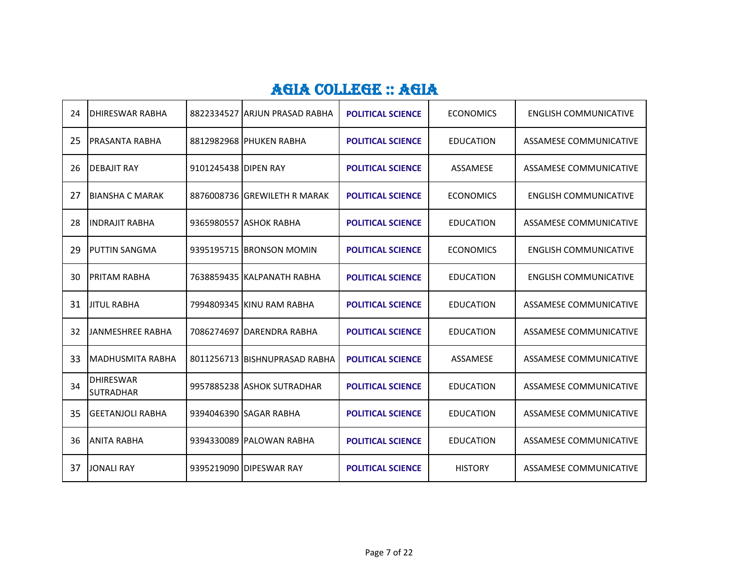# AGIA COLLEGE :: AGIA

| | | | | | | |
|---|---|---|---|---|---|---|
| 24 | DHIRESWAR RABHA | 8822334527 | ARJUN PRASAD RABHA | **POLITICAL SCIENCE** | ECONOMICS | ENGLISH COMMUNICATIVE |
| 25 | PRASANTA RABHA | 8812982968 | PHUKEN RABHA | **POLITICAL SCIENCE** | EDUCATION | ASSAMESE COMMUNICATIVE |
| 26 | DEBAJIT RAY | 9101245438 | DIPEN RAY | **POLITICAL SCIENCE** | ASSAMESE | ASSAMESE COMMUNICATIVE |
| 27 | BIANSHA C MARAK | 8876008736 | GREWILETH R MARAK | **POLITICAL SCIENCE** | ECONOMICS | ENGLISH COMMUNICATIVE |
| 28 | INDRAJIT RABHA | 9365980557 | ASHOK RABHA | **POLITICAL SCIENCE** | EDUCATION | ASSAMESE COMMUNICATIVE |
| 29 | PUTTIN SANGMA | 9395195715 | BRONSON MOMIN | **POLITICAL SCIENCE** | ECONOMICS | ENGLISH COMMUNICATIVE |
| 30 | PRITAM RABHA | 7638859435 | KALPANATH RABHA | **POLITICAL SCIENCE** | EDUCATION | ENGLISH COMMUNICATIVE |
| 31 | JITUL RABHA | 7994809345 | KINU RAM RABHA | **POLITICAL SCIENCE** | EDUCATION | ASSAMESE COMMUNICATIVE |
| 32 | JANMESHREE RABHA | 7086274697 | DARENDRA RABHA | **POLITICAL SCIENCE** | EDUCATION | ASSAMESE COMMUNICATIVE |
| 33 | MADHUSMITA RABHA | 8011256713 | BISHNUPRASAD RABHA | **POLITICAL SCIENCE** | ASSAMESE | ASSAMESE COMMUNICATIVE |
| 34 | DHIRESWAR SUTRADHAR | 9957885238 | ASHOK SUTRADHAR | **POLITICAL SCIENCE** | EDUCATION | ASSAMESE COMMUNICATIVE |
| 35 | GEETANJOLI RABHA | 9394046390 | SAGAR RABHA | **POLITICAL SCIENCE** | EDUCATION | ASSAMESE COMMUNICATIVE |
| 36 | ANITA RABHA | 9394330089 | PALOWAN RABHA | **POLITICAL SCIENCE** | EDUCATION | ASSAMESE COMMUNICATIVE |
| 37 | JONALI RAY | 9395219090 | DIPESWAR RAY | **POLITICAL SCIENCE** | HISTORY | ASSAMESE COMMUNICATIVE |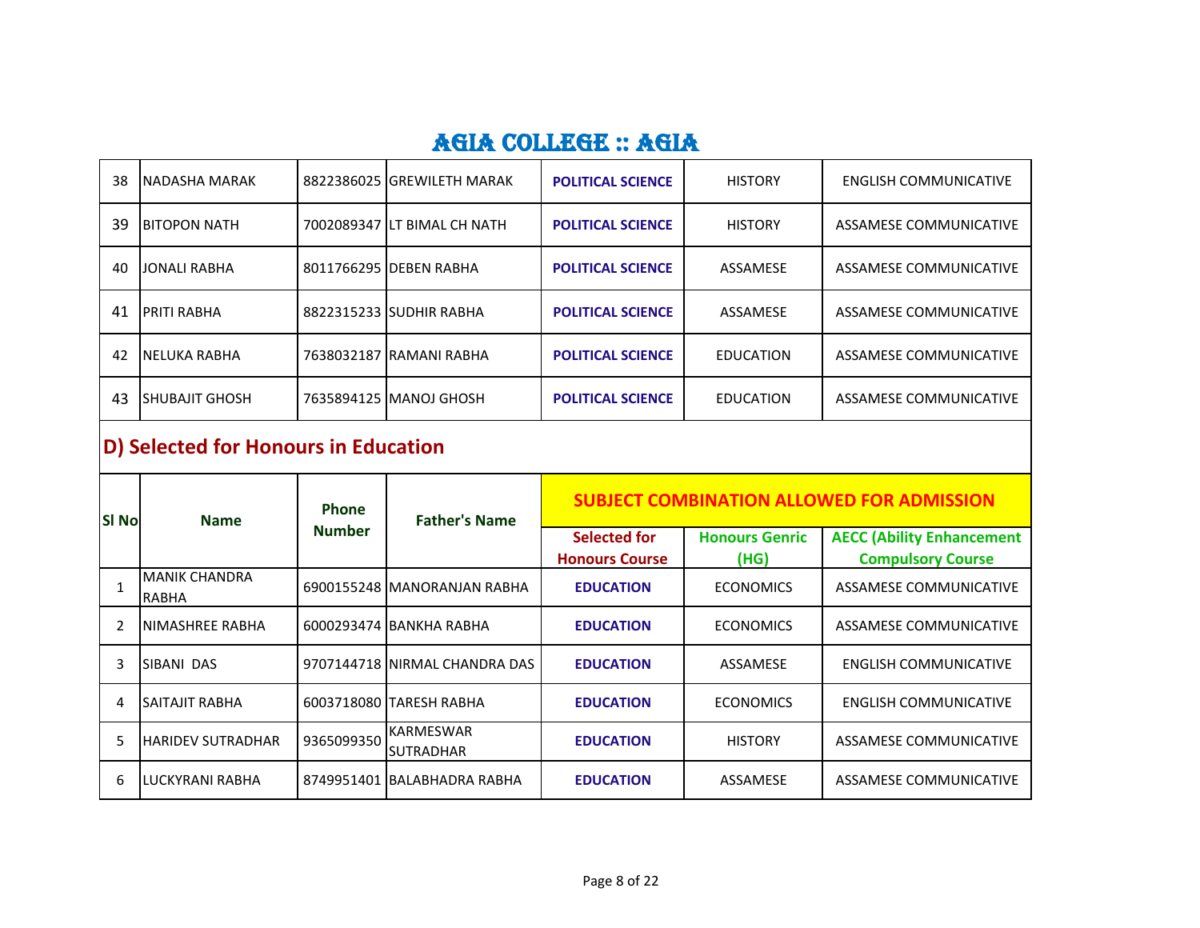# AGIA COLLEGE :: AGIA

| | | | | | | |
|---|---|---|---|---|---|---|
| 38 | NADASHA MARAK | 8822386025 | GREWILETH MARAK | **POLITICAL SCIENCE** | HISTORY | ENGLISH COMMUNICATIVE |
| 39 | BITOPON NATH | 7002089347 | LT BIMAL CH NATH | **POLITICAL SCIENCE** | HISTORY | ASSAMESE COMMUNICATIVE |
| 40 | JONALI RABHA | 8011766295 | DEBEN RABHA | **POLITICAL SCIENCE** | ASSAMESE | ASSAMESE COMMUNICATIVE |
| 41 | PRITI RABHA | 8822315233 | SUDHIR RABHA | **POLITICAL SCIENCE** | ASSAMESE | ASSAMESE COMMUNICATIVE |
| 42 | NELUKA RABHA | 7638032187 | RAMANI RABHA | **POLITICAL SCIENCE** | EDUCATION | ASSAMESE COMMUNICATIVE |
| 43 | SHUBAJIT GHOSH | 7635894125 | MANOJ GHOSH | **POLITICAL SCIENCE** | EDUCATION | ASSAMESE COMMUNICATIVE |

## D) Selected for Honours in Education

| Sl No | Name | Phone Number | Father's Name | SUBJECT COMBINATION ALLOWED FOR ADMISSION | | |
|---|---|---|---|---|---|---|
| | | | | Selected for Honours Course | Honours Genric (HG) | AECC (Ability Enhancement Compulsory Course |
| 1 | MANIK CHANDRA RABHA | 6900155248 | MANORANJAN RABHA | **EDUCATION** | ECONOMICS | ASSAMESE COMMUNICATIVE |
| 2 | NIMASHREE RABHA | 6000293474 | BANKHA RABHA | **EDUCATION** | ECONOMICS | ASSAMESE COMMUNICATIVE |
| 3 | SIBANI DAS | 9707144718 | NIRMAL CHANDRA DAS | **EDUCATION** | ASSAMESE | ENGLISH COMMUNICATIVE |
| 4 | SAITAJIT RABHA | 6003718080 | TARESH RABHA | **EDUCATION** | ECONOMICS | ENGLISH COMMUNICATIVE |
| 5 | HARIDEV SUTRADHAR | 9365099350 | KARMESWAR SUTRADHAR | **EDUCATION** | HISTORY | ASSAMESE COMMUNICATIVE |
| 6 | LUCKYRANI RABHA | 8749951401 | BALABHADRA RABHA | **EDUCATION** | ASSAMESE | ASSAMESE COMMUNICATIVE |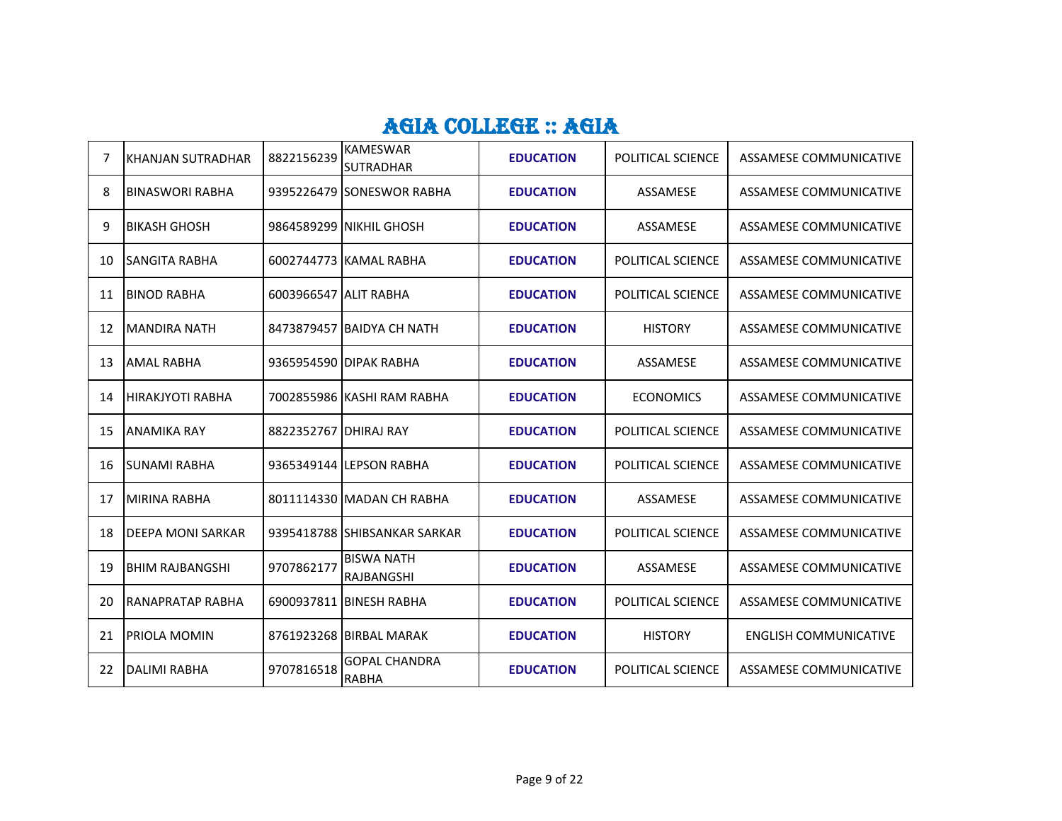## AGIA COLLEGE :: AGIA

| | | | | | | |
|---|---|---|---|---|---|---|
| 7 | KHANJAN SUTRADHAR | 8822156239 | KAMESWAR SUTRADHAR | **EDUCATION** | POLITICAL SCIENCE | ASSAMESE COMMUNICATIVE |
| 8 | BINASWORI RABHA | 9395226479 | SONESWOR RABHA | **EDUCATION** | ASSAMESE | ASSAMESE COMMUNICATIVE |
| 9 | BIKASH GHOSH | 9864589299 | NIKHIL GHOSH | **EDUCATION** | ASSAMESE | ASSAMESE COMMUNICATIVE |
| 10 | SANGITA RABHA | 6002744773 | KAMAL RABHA | **EDUCATION** | POLITICAL SCIENCE | ASSAMESE COMMUNICATIVE |
| 11 | BINOD RABHA | 6003966547 | ALIT RABHA | **EDUCATION** | POLITICAL SCIENCE | ASSAMESE COMMUNICATIVE |
| 12 | MANDIRA NATH | 8473879457 | BAIDYA CH NATH | **EDUCATION** | HISTORY | ASSAMESE COMMUNICATIVE |
| 13 | AMAL RABHA | 9365954590 | DIPAK RABHA | **EDUCATION** | ASSAMESE | ASSAMESE COMMUNICATIVE |
| 14 | HIRAKJYOTI RABHA | 7002855986 | KASHI RAM RABHA | **EDUCATION** | ECONOMICS | ASSAMESE COMMUNICATIVE |
| 15 | ANAMIKA RAY | 8822352767 | DHIRAJ RAY | **EDUCATION** | POLITICAL SCIENCE | ASSAMESE COMMUNICATIVE |
| 16 | SUNAMI RABHA | 9365349144 | LEPSON RABHA | **EDUCATION** | POLITICAL SCIENCE | ASSAMESE COMMUNICATIVE |
| 17 | MIRINA RABHA | 8011114330 | MADAN CH RABHA | **EDUCATION** | ASSAMESE | ASSAMESE COMMUNICATIVE |
| 18 | DEEPA MONI SARKAR | 9395418788 | SHIBSANKAR SARKAR | **EDUCATION** | POLITICAL SCIENCE | ASSAMESE COMMUNICATIVE |
| 19 | BHIM RAJBANGSHI | 9707862177 | BISWA NATH RAJBANGSHI | **EDUCATION** | ASSAMESE | ASSAMESE COMMUNICATIVE |
| 20 | RANAPRATAP RABHA | 6900937811 | BINESH RABHA | **EDUCATION** | POLITICAL SCIENCE | ASSAMESE COMMUNICATIVE |
| 21 | PRIOLA MOMIN | 8761923268 | BIRBAL MARAK | **EDUCATION** | HISTORY | ENGLISH COMMUNICATIVE |
| 22 | DALIMI RABHA | 9707816518 | GOPAL CHANDRA RABHA | **EDUCATION** | POLITICAL SCIENCE | ASSAMESE COMMUNICATIVE |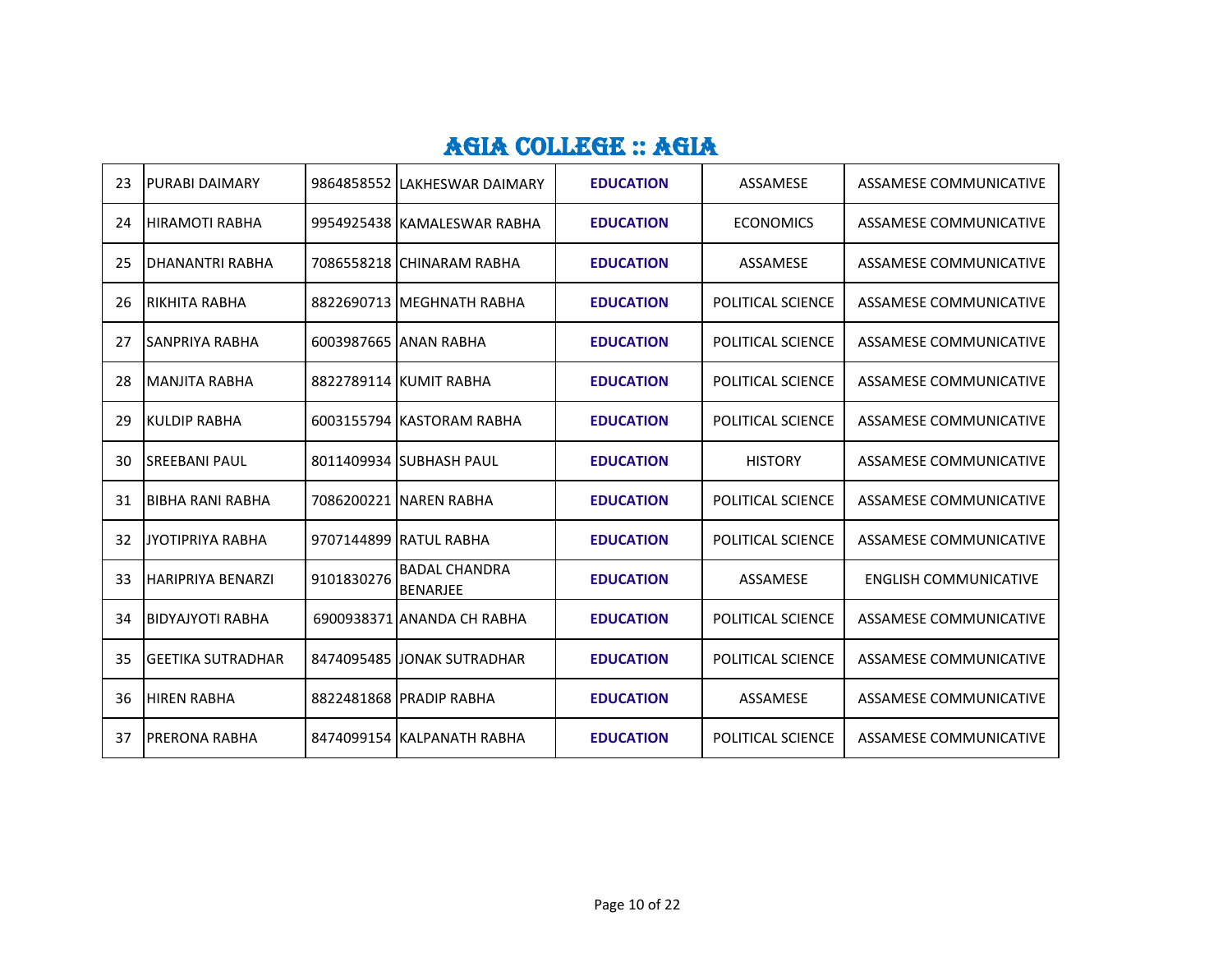# AGIA COLLEGE :: AGIA

| | | | | | | |
|---|---|---|---|---|---|---|
| 23 | PURABI DAIMARY | 9864858552 | LAKHESWAR DAIMARY | **EDUCATION** | ASSAMESE | ASSAMESE COMMUNICATIVE |
| 24 | HIRAMOTI RABHA | 9954925438 | KAMALESWAR RABHA | **EDUCATION** | ECONOMICS | ASSAMESE COMMUNICATIVE |
| 25 | DHANANTRI RABHA | 7086558218 | CHINARAM RABHA | **EDUCATION** | ASSAMESE | ASSAMESE COMMUNICATIVE |
| 26 | RIKHITA RABHA | 8822690713 | MEGHNATH RABHA | **EDUCATION** | POLITICAL SCIENCE | ASSAMESE COMMUNICATIVE |
| 27 | SANPRIYA RABHA | 6003987665 | ANAN RABHA | **EDUCATION** | POLITICAL SCIENCE | ASSAMESE COMMUNICATIVE |
| 28 | MANJITA RABHA | 8822789114 | KUMIT RABHA | **EDUCATION** | POLITICAL SCIENCE | ASSAMESE COMMUNICATIVE |
| 29 | KULDIP RABHA | 6003155794 | KASTORAM RABHA | **EDUCATION** | POLITICAL SCIENCE | ASSAMESE COMMUNICATIVE |
| 30 | SREEBANI PAUL | 8011409934 | SUBHASH PAUL | **EDUCATION** | HISTORY | ASSAMESE COMMUNICATIVE |
| 31 | BIBHA RANI RABHA | 7086200221 | NAREN RABHA | **EDUCATION** | POLITICAL SCIENCE | ASSAMESE COMMUNICATIVE |
| 32 | JYOTIPRIYA RABHA | 9707144899 | RATUL RABHA | **EDUCATION** | POLITICAL SCIENCE | ASSAMESE COMMUNICATIVE |
| 33 | HARIPRIYA BENARZI | 9101830276 | BADAL CHANDRA BENARJEE | **EDUCATION** | ASSAMESE | ENGLISH COMMUNICATIVE |
| 34 | BIDYAJYOTI RABHA | 6900938371 | ANANDA CH RABHA | **EDUCATION** | POLITICAL SCIENCE | ASSAMESE COMMUNICATIVE |
| 35 | GEETIKA SUTRADHAR | 8474095485 | JONAK SUTRADHAR | **EDUCATION** | POLITICAL SCIENCE | ASSAMESE COMMUNICATIVE |
| 36 | HIREN RABHA | 8822481868 | PRADIP RABHA | **EDUCATION** | ASSAMESE | ASSAMESE COMMUNICATIVE |
| 37 | PRERONA RABHA | 8474099154 | KALPANATH RABHA | **EDUCATION** | POLITICAL SCIENCE | ASSAMESE COMMUNICATIVE |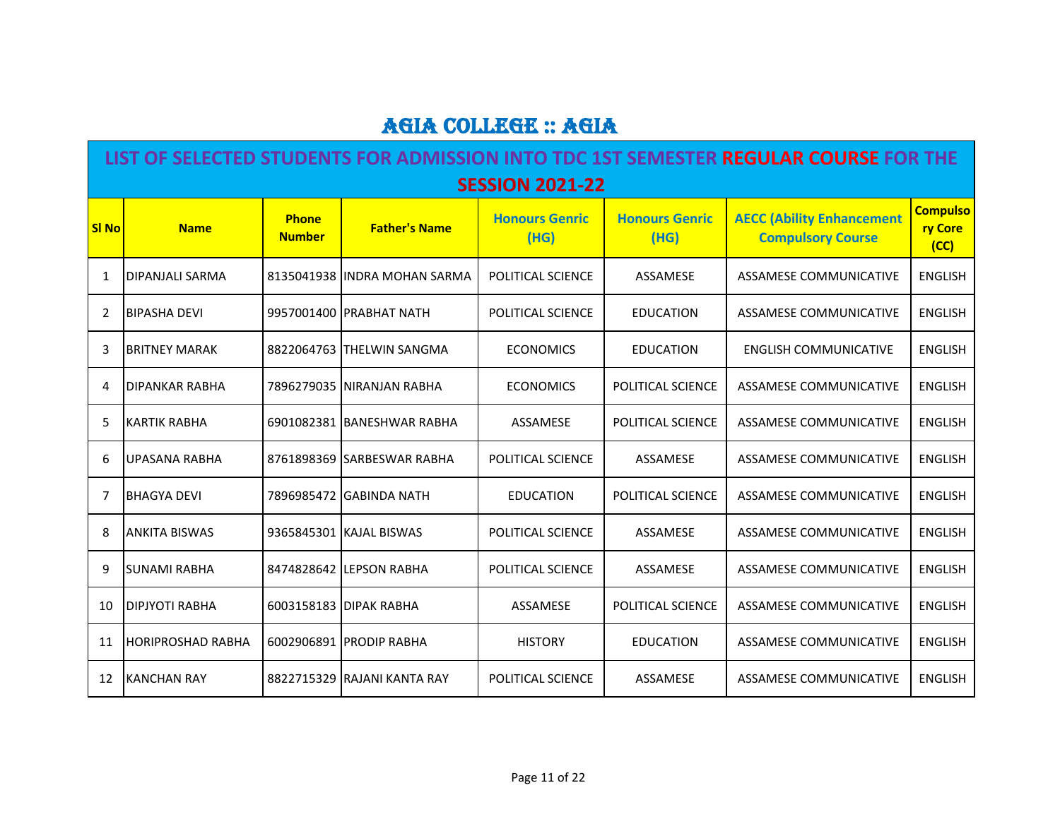# AGIA COLLEGE :: AGIA

## LIST OF SELECTED STUDENTS FOR ADMISSION INTO TDC 1ST SEMESTER REGULAR COURSE FOR THE SESSION 2021-22

| Sl No | Name | Phone Number | Father's Name | Honours Genric (HG) | Honours Genric (HG) | AECC (Ability Enhancement Compulsory Course | Compulsory Core (CC) |
|---|---|---|---|---|---|---|---|
| 1 | DIPANJALI SARMA | 8135041938 | INDRA MOHAN SARMA | POLITICAL SCIENCE | ASSAMESE | ASSAMESE COMMUNICATIVE | ENGLISH |
| 2 | BIPASHA DEVI | 9957001400 | PRABHAT NATH | POLITICAL SCIENCE | EDUCATION | ASSAMESE COMMUNICATIVE | ENGLISH |
| 3 | BRITNEY MARAK | 8822064763 | THELWIN SANGMA | ECONOMICS | EDUCATION | ENGLISH COMMUNICATIVE | ENGLISH |
| 4 | DIPANKAR RABHA | 7896279035 | NIRANJAN RABHA | ECONOMICS | POLITICAL SCIENCE | ASSAMESE COMMUNICATIVE | ENGLISH |
| 5 | KARTIK RABHA | 6901082381 | BANESHWAR RABHA | ASSAMESE | POLITICAL SCIENCE | ASSAMESE COMMUNICATIVE | ENGLISH |
| 6 | UPASANA RABHA | 8761898369 | SARBESWAR RABHA | POLITICAL SCIENCE | ASSAMESE | ASSAMESE COMMUNICATIVE | ENGLISH |
| 7 | BHAGYA DEVI | 7896985472 | GABINDA NATH | EDUCATION | POLITICAL SCIENCE | ASSAMESE COMMUNICATIVE | ENGLISH |
| 8 | ANKITA BISWAS | 9365845301 | KAJAL BISWAS | POLITICAL SCIENCE | ASSAMESE | ASSAMESE COMMUNICATIVE | ENGLISH |
| 9 | SUNAMI RABHA | 8474828642 | LEPSON RABHA | POLITICAL SCIENCE | ASSAMESE | ASSAMESE COMMUNICATIVE | ENGLISH |
| 10 | DIPJYOTI RABHA | 6003158183 | DIPAK RABHA | ASSAMESE | POLITICAL SCIENCE | ASSAMESE COMMUNICATIVE | ENGLISH |
| 11 | HORIPROSHAD RABHA | 6002906891 | PRODIP RABHA | HISTORY | EDUCATION | ASSAMESE COMMUNICATIVE | ENGLISH |
| 12 | KANCHAN RAY | 8822715329 | RAJANI KANTA RAY | POLITICAL SCIENCE | ASSAMESE | ASSAMESE COMMUNICATIVE | ENGLISH |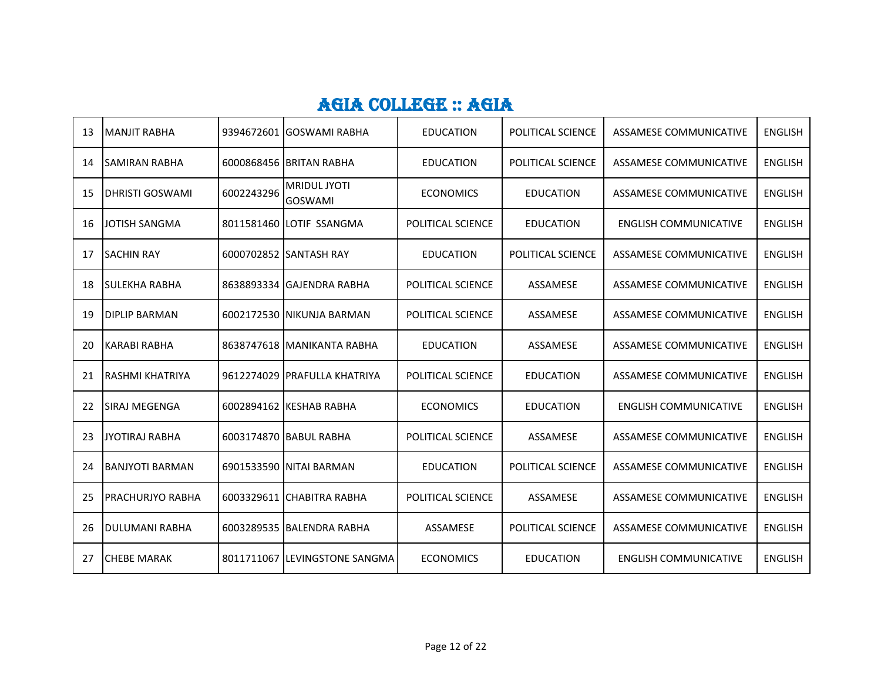# AGIA COLLEGE :: AGIA

| 13 | MANJIT RABHA | 9394672601 | GOSWAMI RABHA | EDUCATION | POLITICAL SCIENCE | ASSAMESE COMMUNICATIVE | ENGLISH |
|---|---|---|---|---|---|---|---|
| 14 | SAMIRAN RABHA | 6000868456 | BRITAN RABHA | EDUCATION | POLITICAL SCIENCE | ASSAMESE COMMUNICATIVE | ENGLISH |
| 15 | DHRISTI GOSWAMI | 6002243296 | MRIDUL JYOTI GOSWAMI | ECONOMICS | EDUCATION | ASSAMESE COMMUNICATIVE | ENGLISH |
| 16 | JOTISH SANGMA | 8011581460 | LOTIF SSANGMA | POLITICAL SCIENCE | EDUCATION | ENGLISH COMMUNICATIVE | ENGLISH |
| 17 | SACHIN RAY | 6000702852 | SANTASH RAY | EDUCATION | POLITICAL SCIENCE | ASSAMESE COMMUNICATIVE | ENGLISH |
| 18 | SULEKHA RABHA | 8638893334 | GAJENDRA RABHA | POLITICAL SCIENCE | ASSAMESE | ASSAMESE COMMUNICATIVE | ENGLISH |
| 19 | DIPLIP BARMAN | 6002172530 | NIKUNJA BARMAN | POLITICAL SCIENCE | ASSAMESE | ASSAMESE COMMUNICATIVE | ENGLISH |
| 20 | KARABI RABHA | 8638747618 | MANIKANTA RABHA | EDUCATION | ASSAMESE | ASSAMESE COMMUNICATIVE | ENGLISH |
| 21 | RASHMI KHATRIYA | 9612274029 | PRAFULLA KHATRIYA | POLITICAL SCIENCE | EDUCATION | ASSAMESE COMMUNICATIVE | ENGLISH |
| 22 | SIRAJ MEGENGA | 6002894162 | KESHAB RABHA | ECONOMICS | EDUCATION | ENGLISH COMMUNICATIVE | ENGLISH |
| 23 | JYOTIRAJ RABHA | 6003174870 | BABUL RABHA | POLITICAL SCIENCE | ASSAMESE | ASSAMESE COMMUNICATIVE | ENGLISH |
| 24 | BANJYOTI BARMAN | 6901533590 | NITAI BARMAN | EDUCATION | POLITICAL SCIENCE | ASSAMESE COMMUNICATIVE | ENGLISH |
| 25 | PRACHURJYO RABHA | 6003329611 | CHABITRA RABHA | POLITICAL SCIENCE | ASSAMESE | ASSAMESE COMMUNICATIVE | ENGLISH |
| 26 | DULUMANI RABHA | 6003289535 | BALENDRA RABHA | ASSAMESE | POLITICAL SCIENCE | ASSAMESE COMMUNICATIVE | ENGLISH |
| 27 | CHEBE MARAK | 8011711067 | LEVINGSTONE SANGMA | ECONOMICS | EDUCATION | ENGLISH COMMUNICATIVE | ENGLISH |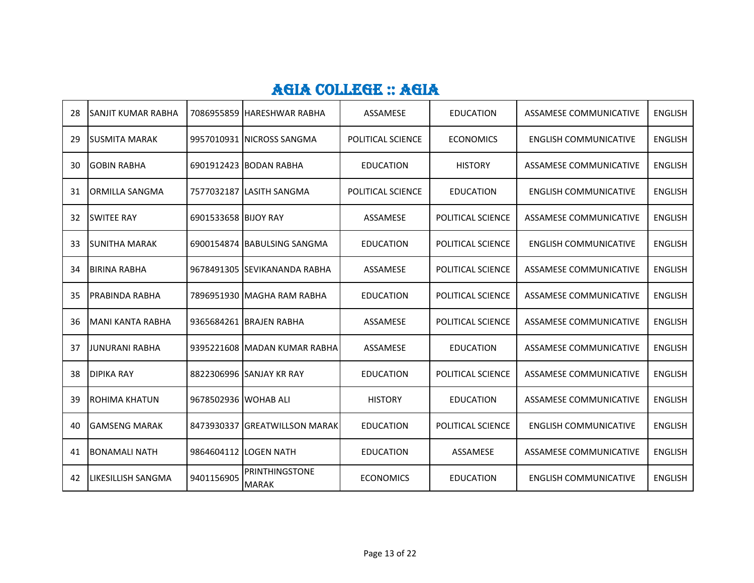# AGIA COLLEGE :: AGIA

| | | | | | | | |
|---|---|---|---|---|---|---|---|
| 28 | SANJIT KUMAR RABHA | 7086955859 | HARESHWAR RABHA | ASSAMESE | EDUCATION | ASSAMESE COMMUNICATIVE | ENGLISH |
| 29 | SUSMITA MARAK | 9957010931 | NICROSS SANGMA | POLITICAL SCIENCE | ECONOMICS | ENGLISH COMMUNICATIVE | ENGLISH |
| 30 | GOBIN RABHA | 6901912423 | BODAN RABHA | EDUCATION | HISTORY | ASSAMESE COMMUNICATIVE | ENGLISH |
| 31 | ORMILLA SANGMA | 7577032187 | LASITH SANGMA | POLITICAL SCIENCE | EDUCATION | ENGLISH COMMUNICATIVE | ENGLISH |
| 32 | SWITEE RAY | 6901533658 | BIJOY RAY | ASSAMESE | POLITICAL SCIENCE | ASSAMESE COMMUNICATIVE | ENGLISH |
| 33 | SUNITHA MARAK | 6900154874 | BABULSING SANGMA | EDUCATION | POLITICAL SCIENCE | ENGLISH COMMUNICATIVE | ENGLISH |
| 34 | BIRINA RABHA | 9678491305 | SEVIKANANDA RABHA | ASSAMESE | POLITICAL SCIENCE | ASSAMESE COMMUNICATIVE | ENGLISH |
| 35 | PRABINDA RABHA | 7896951930 | MAGHA RAM RABHA | EDUCATION | POLITICAL SCIENCE | ASSAMESE COMMUNICATIVE | ENGLISH |
| 36 | MANI KANTA RABHA | 9365684261 | BRAJEN RABHA | ASSAMESE | POLITICAL SCIENCE | ASSAMESE COMMUNICATIVE | ENGLISH |
| 37 | JUNURANI RABHA | 9395221608 | MADAN KUMAR RABHA | ASSAMESE | EDUCATION | ASSAMESE COMMUNICATIVE | ENGLISH |
| 38 | DIPIKA RAY | 8822306996 | SANJAY KR RAY | EDUCATION | POLITICAL SCIENCE | ASSAMESE COMMUNICATIVE | ENGLISH |
| 39 | ROHIMA KHATUN | 9678502936 | WOHAB ALI | HISTORY | EDUCATION | ASSAMESE COMMUNICATIVE | ENGLISH |
| 40 | GAMSENG MARAK | 8473930337 | GREATWILLSON MARAK | EDUCATION | POLITICAL SCIENCE | ENGLISH COMMUNICATIVE | ENGLISH |
| 41 | BONAMALI NATH | 9864604112 | LOGEN NATH | EDUCATION | ASSAMESE | ASSAMESE COMMUNICATIVE | ENGLISH |
| 42 | LIKESILLISH SANGMA | 9401156905 | PRINTHINGSTONE MARAK | ECONOMICS | EDUCATION | ENGLISH COMMUNICATIVE | ENGLISH |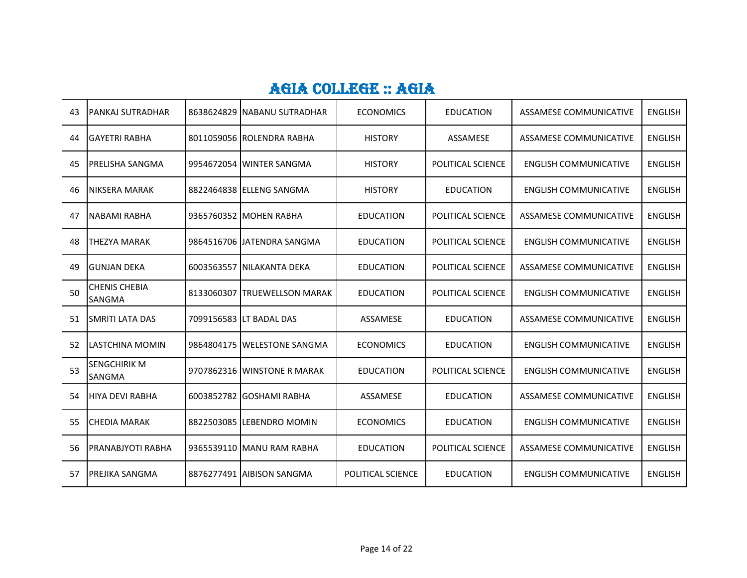# AGIA COLLEGE :: AGIA

| | | | | | | | |
|---|---|---|---|---|---|---|---|
| 43 | PANKAJ SUTRADHAR | 8638624829 | NABANU SUTRADHAR | ECONOMICS | EDUCATION | ASSAMESE COMMUNICATIVE | ENGLISH |
| 44 | GAYETRI RABHA | 8011059056 | ROLENDRA RABHA | HISTORY | ASSAMESE | ASSAMESE COMMUNICATIVE | ENGLISH |
| 45 | PRELISHA SANGMA | 9954672054 | WINTER SANGMA | HISTORY | POLITICAL SCIENCE | ENGLISH COMMUNICATIVE | ENGLISH |
| 46 | NIKSERA MARAK | 8822464838 | ELLENG SANGMA | HISTORY | EDUCATION | ENGLISH COMMUNICATIVE | ENGLISH |
| 47 | NABAMI RABHA | 9365760352 | MOHEN RABHA | EDUCATION | POLITICAL SCIENCE | ASSAMESE COMMUNICATIVE | ENGLISH |
| 48 | THEZYA MARAK | 9864516706 | JATENDRA SANGMA | EDUCATION | POLITICAL SCIENCE | ENGLISH COMMUNICATIVE | ENGLISH |
| 49 | GUNJAN DEKA | 6003563557 | NILAKANTA DEKA | EDUCATION | POLITICAL SCIENCE | ASSAMESE COMMUNICATIVE | ENGLISH |
| 50 | CHENIS CHEBIA SANGMA | 8133060307 | TRUEWELLSON MARAK | EDUCATION | POLITICAL SCIENCE | ENGLISH COMMUNICATIVE | ENGLISH |
| 51 | SMRITI LATA DAS | 7099156583 | LT BADAL DAS | ASSAMESE | EDUCATION | ASSAMESE COMMUNICATIVE | ENGLISH |
| 52 | LASTCHINA MOMIN | 9864804175 | WELESTONE SANGMA | ECONOMICS | EDUCATION | ENGLISH COMMUNICATIVE | ENGLISH |
| 53 | SENGCHIRIK M SANGMA | 9707862316 | WINSTONE R MARAK | EDUCATION | POLITICAL SCIENCE | ENGLISH COMMUNICATIVE | ENGLISH |
| 54 | HIYA DEVI RABHA | 6003852782 | GOSHAMI RABHA | ASSAMESE | EDUCATION | ASSAMESE COMMUNICATIVE | ENGLISH |
| 55 | CHEDIA MARAK | 8822503085 | LEBENDRO MOMIN | ECONOMICS | EDUCATION | ENGLISH COMMUNICATIVE | ENGLISH |
| 56 | PRANABJYOTI RABHA | 9365539110 | MANU RAM RABHA | EDUCATION | POLITICAL SCIENCE | ASSAMESE COMMUNICATIVE | ENGLISH |
| 57 | PREJIKA SANGMA | 8876277491 | AIBISON SANGMA | POLITICAL SCIENCE | EDUCATION | ENGLISH COMMUNICATIVE | ENGLISH |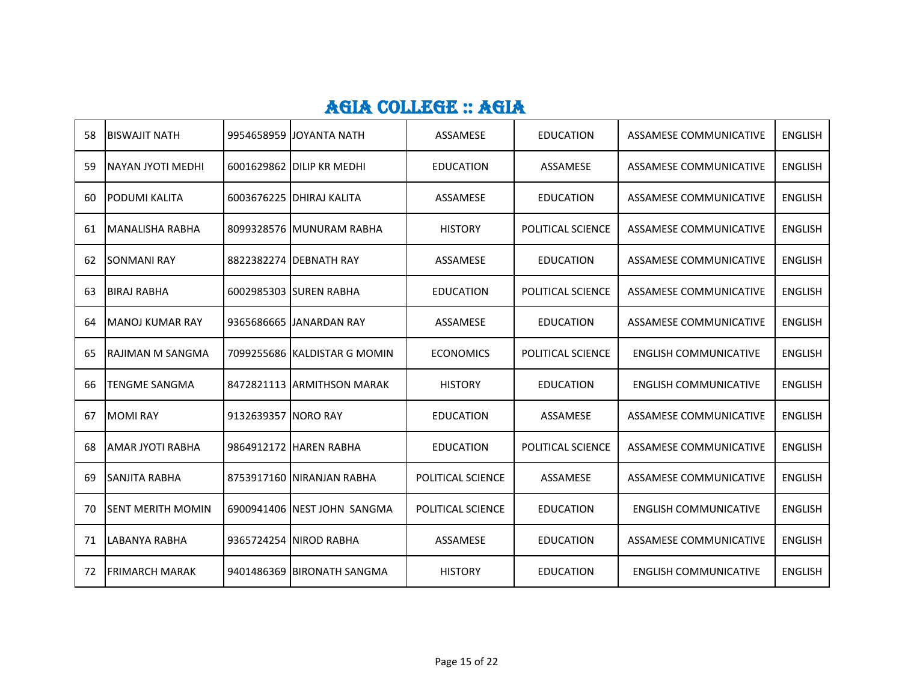# AGIA COLLEGE :: AGIA

| | | | | | | | |
|---|---|---|---|---|---|---|---|
| 58 | BISWAJIT NATH | 9954658959 | JOYANTA NATH | ASSAMESE | EDUCATION | ASSAMESE COMMUNICATIVE | ENGLISH |
| 59 | NAYAN JYOTI MEDHI | 6001629862 | DILIP KR MEDHI | EDUCATION | ASSAMESE | ASSAMESE COMMUNICATIVE | ENGLISH |
| 60 | PODUMI KALITA | 6003676225 | DHIRAJ KALITA | ASSAMESE | EDUCATION | ASSAMESE COMMUNICATIVE | ENGLISH |
| 61 | MANALISHA RABHA | 8099328576 | MUNURAM RABHA | HISTORY | POLITICAL SCIENCE | ASSAMESE COMMUNICATIVE | ENGLISH |
| 62 | SONMANI RAY | 8822382274 | DEBNATH RAY | ASSAMESE | EDUCATION | ASSAMESE COMMUNICATIVE | ENGLISH |
| 63 | BIRAJ RABHA | 6002985303 | SUREN RABHA | EDUCATION | POLITICAL SCIENCE | ASSAMESE COMMUNICATIVE | ENGLISH |
| 64 | MANOJ KUMAR RAY | 9365686665 | JANARDAN RAY | ASSAMESE | EDUCATION | ASSAMESE COMMUNICATIVE | ENGLISH |
| 65 | RAJIMAN M SANGMA | 7099255686 | KALDISTAR G MOMIN | ECONOMICS | POLITICAL SCIENCE | ENGLISH COMMUNICATIVE | ENGLISH |
| 66 | TENGME SANGMA | 8472821113 | ARMITHSON MARAK | HISTORY | EDUCATION | ENGLISH COMMUNICATIVE | ENGLISH |
| 67 | MOMI RAY | 9132639357 | NORO RAY | EDUCATION | ASSAMESE | ASSAMESE COMMUNICATIVE | ENGLISH |
| 68 | AMAR JYOTI RABHA | 9864912172 | HAREN RABHA | EDUCATION | POLITICAL SCIENCE | ASSAMESE COMMUNICATIVE | ENGLISH |
| 69 | SANJITA RABHA | 8753917160 | NIRANJAN RABHA | POLITICAL SCIENCE | ASSAMESE | ASSAMESE COMMUNICATIVE | ENGLISH |
| 70 | SENT MERITH MOMIN | 6900941406 | NEST JOHN SANGMA | POLITICAL SCIENCE | EDUCATION | ENGLISH COMMUNICATIVE | ENGLISH |
| 71 | LABANYA RABHA | 9365724254 | NIROD RABHA | ASSAMESE | EDUCATION | ASSAMESE COMMUNICATIVE | ENGLISH |
| 72 | FRIMARCH MARAK | 9401486369 | BIRONATH SANGMA | HISTORY | EDUCATION | ENGLISH COMMUNICATIVE | ENGLISH |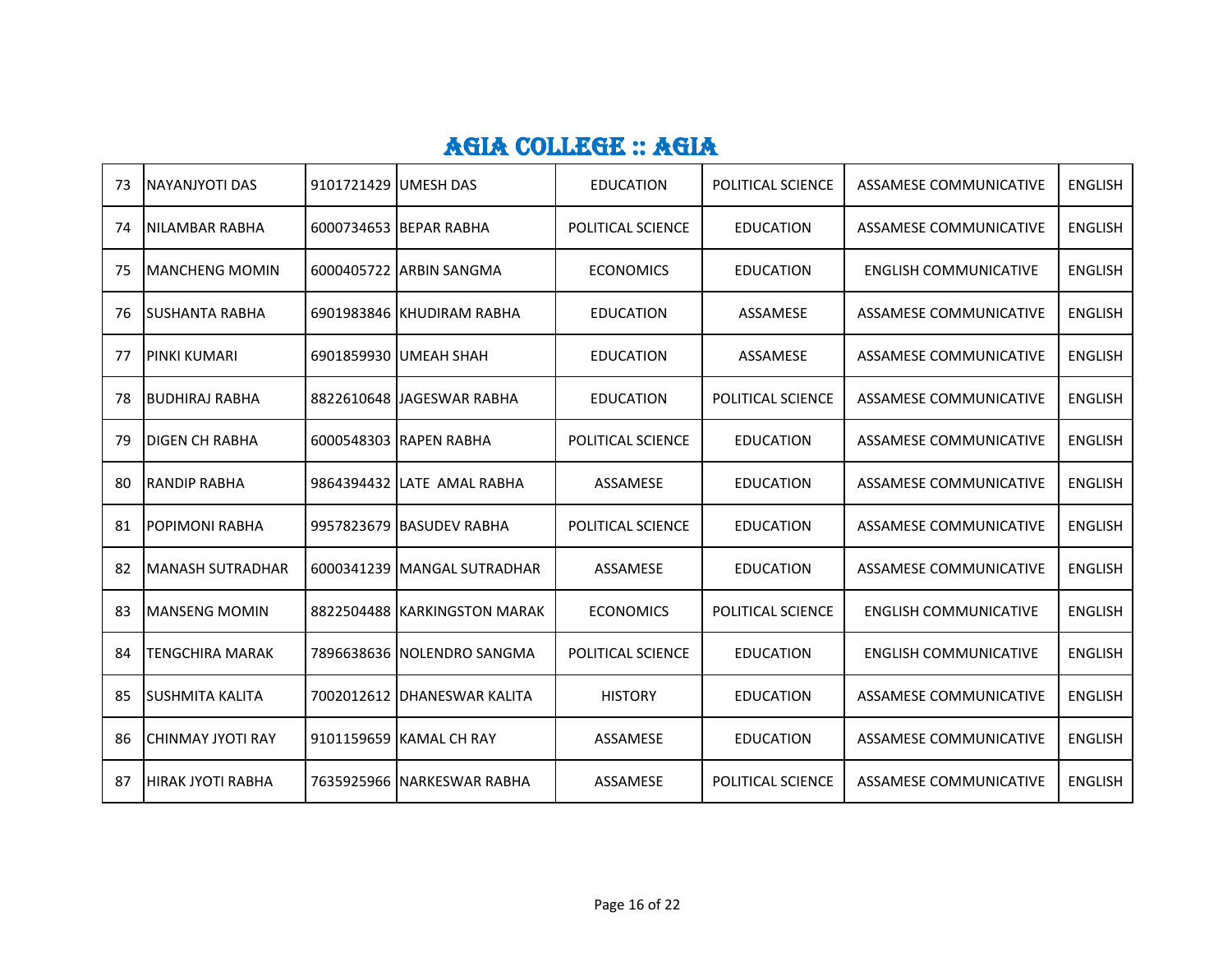# AGIA COLLEGE :: AGIA

| | | | | | | | |
|---|---|---|---|---|---|---|---|
| 73 | NAYANJYOTI DAS | 9101721429 | UMESH DAS | EDUCATION | POLITICAL SCIENCE | ASSAMESE COMMUNICATIVE | ENGLISH |
| 74 | NILAMBAR RABHA | 6000734653 | BEPAR RABHA | POLITICAL SCIENCE | EDUCATION | ASSAMESE COMMUNICATIVE | ENGLISH |
| 75 | MANCHENG MOMIN | 6000405722 | ARBIN SANGMA | ECONOMICS | EDUCATION | ENGLISH COMMUNICATIVE | ENGLISH |
| 76 | SUSHANTA RABHA | 6901983846 | KHUDIRAM RABHA | EDUCATION | ASSAMESE | ASSAMESE COMMUNICATIVE | ENGLISH |
| 77 | PINKI KUMARI | 6901859930 | UMEAH SHAH | EDUCATION | ASSAMESE | ASSAMESE COMMUNICATIVE | ENGLISH |
| 78 | BUDHIRAJ RABHA | 8822610648 | JAGESWAR RABHA | EDUCATION | POLITICAL SCIENCE | ASSAMESE COMMUNICATIVE | ENGLISH |
| 79 | DIGEN CH RABHA | 6000548303 | RAPEN RABHA | POLITICAL SCIENCE | EDUCATION | ASSAMESE COMMUNICATIVE | ENGLISH |
| 80 | RANDIP RABHA | 9864394432 | LATE AMAL RABHA | ASSAMESE | EDUCATION | ASSAMESE COMMUNICATIVE | ENGLISH |
| 81 | POPIMONI RABHA | 9957823679 | BASUDEV RABHA | POLITICAL SCIENCE | EDUCATION | ASSAMESE COMMUNICATIVE | ENGLISH |
| 82 | MANASH SUTRADHAR | 6000341239 | MANGAL SUTRADHAR | ASSAMESE | EDUCATION | ASSAMESE COMMUNICATIVE | ENGLISH |
| 83 | MANSENG MOMIN | 8822504488 | KARKINGSTON MARAK | ECONOMICS | POLITICAL SCIENCE | ENGLISH COMMUNICATIVE | ENGLISH |
| 84 | TENGCHIRA MARAK | 7896638636 | NOLENDRO SANGMA | POLITICAL SCIENCE | EDUCATION | ENGLISH COMMUNICATIVE | ENGLISH |
| 85 | SUSHMITA KALITA | 7002012612 | DHANESWAR KALITA | HISTORY | EDUCATION | ASSAMESE COMMUNICATIVE | ENGLISH |
| 86 | CHINMAY JYOTI RAY | 9101159659 | KAMAL CH RAY | ASSAMESE | EDUCATION | ASSAMESE COMMUNICATIVE | ENGLISH |
| 87 | HIRAK JYOTI RABHA | 7635925966 | NARKESWAR RABHA | ASSAMESE | POLITICAL SCIENCE | ASSAMESE COMMUNICATIVE | ENGLISH |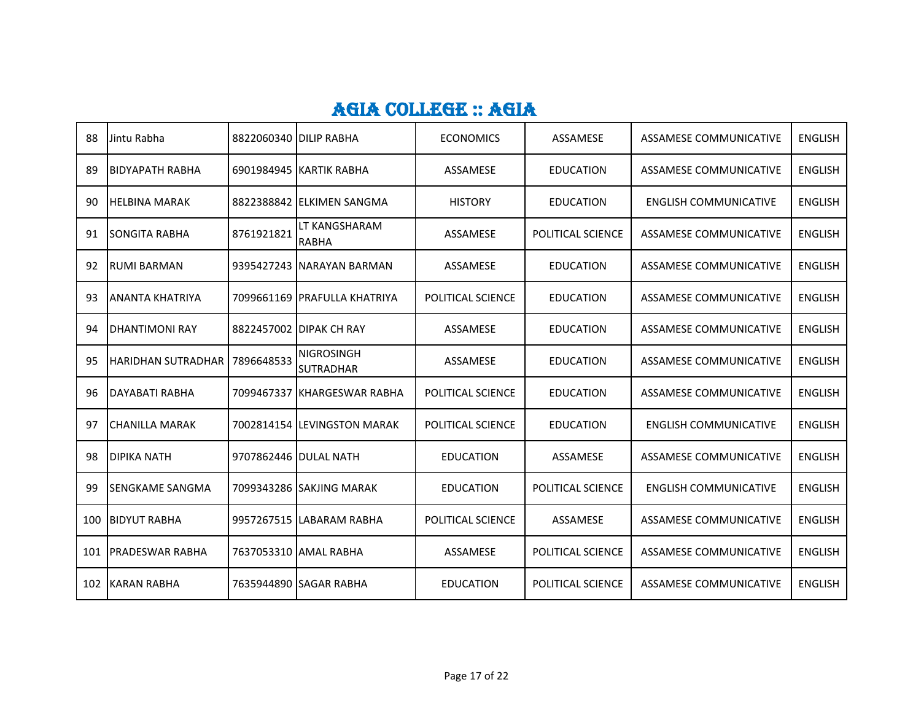# AGIA COLLEGE :: AGIA

| | | | | | | | |
|---|---|---|---|---|---|---|---|
| 88 | Jintu Rabha | 8822060340 | DILIP RABHA | ECONOMICS | ASSAMESE | ASSAMESE COMMUNICATIVE | ENGLISH |
| 89 | BIDYAPATH RABHA | 6901984945 | KARTIK RABHA | ASSAMESE | EDUCATION | ASSAMESE COMMUNICATIVE | ENGLISH |
| 90 | HELBINA MARAK | 8822388842 | ELKIMEN SANGMA | HISTORY | EDUCATION | ENGLISH COMMUNICATIVE | ENGLISH |
| 91 | SONGITA RABHA | 8761921821 | LT KANGSHARAM RABHA | ASSAMESE | POLITICAL SCIENCE | ASSAMESE COMMUNICATIVE | ENGLISH |
| 92 | RUMI BARMAN | 9395427243 | NARAYAN BARMAN | ASSAMESE | EDUCATION | ASSAMESE COMMUNICATIVE | ENGLISH |
| 93 | ANANTA KHATRIYA | 7099661169 | PRAFULLA KHATRIYA | POLITICAL SCIENCE | EDUCATION | ASSAMESE COMMUNICATIVE | ENGLISH |
| 94 | DHANTIMONI RAY | 8822457002 | DIPAK CH RAY | ASSAMESE | EDUCATION | ASSAMESE COMMUNICATIVE | ENGLISH |
| 95 | HARIDHAN SUTRADHAR | 7896648533 | NIGROSINGH SUTRADHAR | ASSAMESE | EDUCATION | ASSAMESE COMMUNICATIVE | ENGLISH |
| 96 | DAYABATI RABHA | 7099467337 | KHARGESWAR RABHA | POLITICAL SCIENCE | EDUCATION | ASSAMESE COMMUNICATIVE | ENGLISH |
| 97 | CHANILLA MARAK | 7002814154 | LEVINGSTON MARAK | POLITICAL SCIENCE | EDUCATION | ENGLISH COMMUNICATIVE | ENGLISH |
| 98 | DIPIKA NATH | 9707862446 | DULAL NATH | EDUCATION | ASSAMESE | ASSAMESE COMMUNICATIVE | ENGLISH |
| 99 | SENGKAME SANGMA | 7099343286 | SAKJING MARAK | EDUCATION | POLITICAL SCIENCE | ENGLISH COMMUNICATIVE | ENGLISH |
| 100 | BIDYUT RABHA | 9957267515 | LABARAM RABHA | POLITICAL SCIENCE | ASSAMESE | ASSAMESE COMMUNICATIVE | ENGLISH |
| 101 | PRADESWAR RABHA | 7637053310 | AMAL RABHA | ASSAMESE | POLITICAL SCIENCE | ASSAMESE COMMUNICATIVE | ENGLISH |
| 102 | KARAN RABHA | 7635944890 | SAGAR RABHA | EDUCATION | POLITICAL SCIENCE | ASSAMESE COMMUNICATIVE | ENGLISH |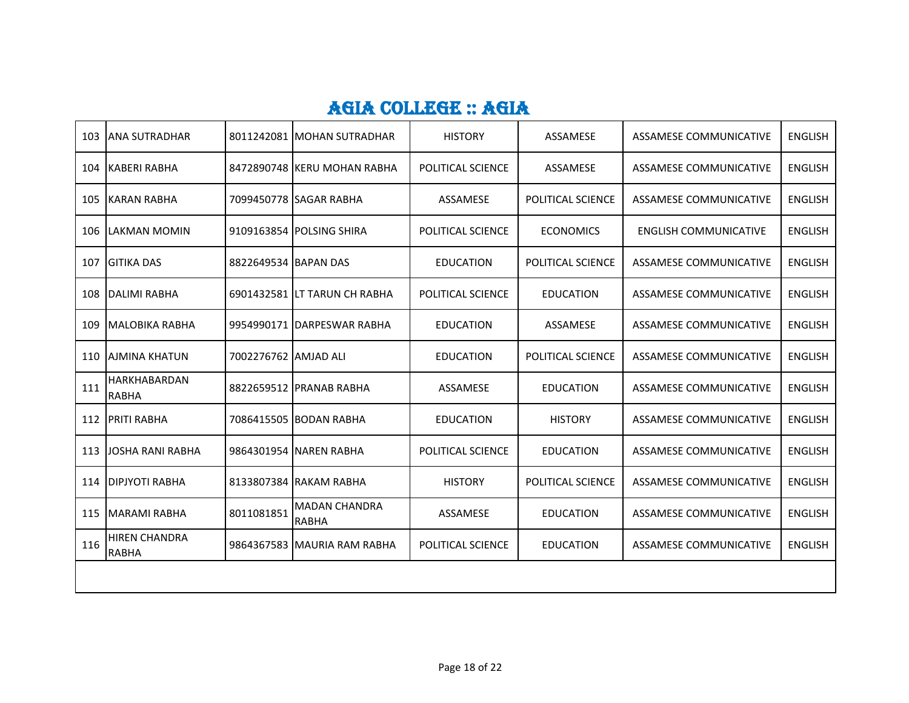# AGIA COLLEGE :: AGIA

| | | | | | | | |
|---|---|---|---|---|---|---|---|
| 103 | ANA SUTRADHAR | 8011242081 | MOHAN SUTRADHAR | HISTORY | ASSAMESE | ASSAMESE COMMUNICATIVE | ENGLISH |
| 104 | KABERI RABHA | 8472890748 | KERU MOHAN RABHA | POLITICAL SCIENCE | ASSAMESE | ASSAMESE COMMUNICATIVE | ENGLISH |
| 105 | KARAN RABHA | 7099450778 | SAGAR RABHA | ASSAMESE | POLITICAL SCIENCE | ASSAMESE COMMUNICATIVE | ENGLISH |
| 106 | LAKMAN MOMIN | 9109163854 | POLSING SHIRA | POLITICAL SCIENCE | ECONOMICS | ENGLISH COMMUNICATIVE | ENGLISH |
| 107 | GITIKA DAS | 8822649534 | BAPAN DAS | EDUCATION | POLITICAL SCIENCE | ASSAMESE COMMUNICATIVE | ENGLISH |
| 108 | DALIMI RABHA | 6901432581 | LT TARUN CH RABHA | POLITICAL SCIENCE | EDUCATION | ASSAMESE COMMUNICATIVE | ENGLISH |
| 109 | MALOBIKA RABHA | 9954990171 | DARPESWAR RABHA | EDUCATION | ASSAMESE | ASSAMESE COMMUNICATIVE | ENGLISH |
| 110 | AJMINA KHATUN | 7002276762 | AMJAD ALI | EDUCATION | POLITICAL SCIENCE | ASSAMESE COMMUNICATIVE | ENGLISH |
| 111 | HARKHABARDAN RABHA | 8822659512 | PRANAB RABHA | ASSAMESE | EDUCATION | ASSAMESE COMMUNICATIVE | ENGLISH |
| 112 | PRITI RABHA | 7086415505 | BODAN RABHA | EDUCATION | HISTORY | ASSAMESE COMMUNICATIVE | ENGLISH |
| 113 | JOSHA RANI RABHA | 9864301954 | NAREN RABHA | POLITICAL SCIENCE | EDUCATION | ASSAMESE COMMUNICATIVE | ENGLISH |
| 114 | DIPJYOTI RABHA | 8133807384 | RAKAM RABHA | HISTORY | POLITICAL SCIENCE | ASSAMESE COMMUNICATIVE | ENGLISH |
| 115 | MARAMI RABHA | 8011081851 | MADAN CHANDRA RABHA | ASSAMESE | EDUCATION | ASSAMESE COMMUNICATIVE | ENGLISH |
| 116 | HIREN CHANDRA RABHA | 9864367583 | MAURIA RAM RABHA | POLITICAL SCIENCE | EDUCATION | ASSAMESE COMMUNICATIVE | ENGLISH |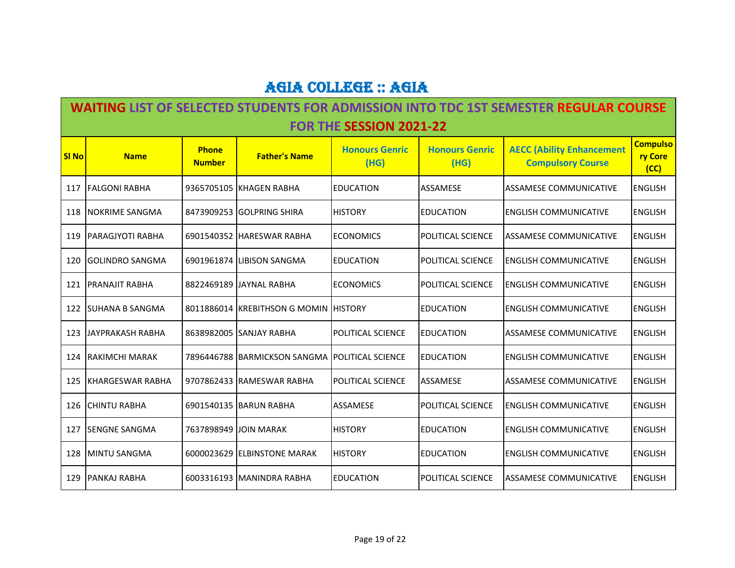# AGIA COLLEGE :: AGIA

## WAITING LIST OF SELECTED STUDENTS FOR ADMISSION INTO TDC 1ST SEMESTER REGULAR COURSE FOR THE SESSION 2021-22

| Sl No | Name | Phone Number | Father's Name | Honours Genric (HG) | Honours Genric (HG) | AECC (Ability Enhancement Compulsory Course | Compulsory Core (CC) |
|---|---|---|---|---|---|---|---|
| 117 | FALGONI RABHA | 9365705105 | KHAGEN RABHA | EDUCATION | ASSAMESE | ASSAMESE COMMUNICATIVE | ENGLISH |
| 118 | NOKRIME SANGMA | 8473909253 | GOLPRING SHIRA | HISTORY | EDUCATION | ENGLISH COMMUNICATIVE | ENGLISH |
| 119 | PARAGJYOTI RABHA | 6901540352 | HARESWAR RABHA | ECONOMICS | POLITICAL SCIENCE | ASSAMESE COMMUNICATIVE | ENGLISH |
| 120 | GOLINDRO SANGMA | 6901961874 | LIBISON SANGMA | EDUCATION | POLITICAL SCIENCE | ENGLISH COMMUNICATIVE | ENGLISH |
| 121 | PRANAJIT RABHA | 8822469189 | JAYNAL RABHA | ECONOMICS | POLITICAL SCIENCE | ENGLISH COMMUNICATIVE | ENGLISH |
| 122 | SUHANA B SANGMA | 8011886014 | KREBITHSON G MOMIN | HISTORY | EDUCATION | ENGLISH COMMUNICATIVE | ENGLISH |
| 123 | JAYPRAKASH RABHA | 8638982005 | SANJAY RABHA | POLITICAL SCIENCE | EDUCATION | ASSAMESE COMMUNICATIVE | ENGLISH |
| 124 | RAKIMCHI MARAK | 7896446788 | BARMICKSON SANGMA | POLITICAL SCIENCE | EDUCATION | ENGLISH COMMUNICATIVE | ENGLISH |
| 125 | KHARGESWAR RABHA | 9707862433 | RAMESWAR RABHA | POLITICAL SCIENCE | ASSAMESE | ASSAMESE COMMUNICATIVE | ENGLISH |
| 126 | CHINTU RABHA | 6901540135 | BARUN RABHA | ASSAMESE | POLITICAL SCIENCE | ENGLISH COMMUNICATIVE | ENGLISH |
| 127 | SENGNE SANGMA | 7637898949 | JOIN MARAK | HISTORY | EDUCATION | ENGLISH COMMUNICATIVE | ENGLISH |
| 128 | MINTU SANGMA | 6000023629 | ELBINSTONE MARAK | HISTORY | EDUCATION | ENGLISH COMMUNICATIVE | ENGLISH |
| 129 | PANKAJ RABHA | 6003316193 | MANINDRA RABHA | EDUCATION | POLITICAL SCIENCE | ASSAMESE COMMUNICATIVE | ENGLISH |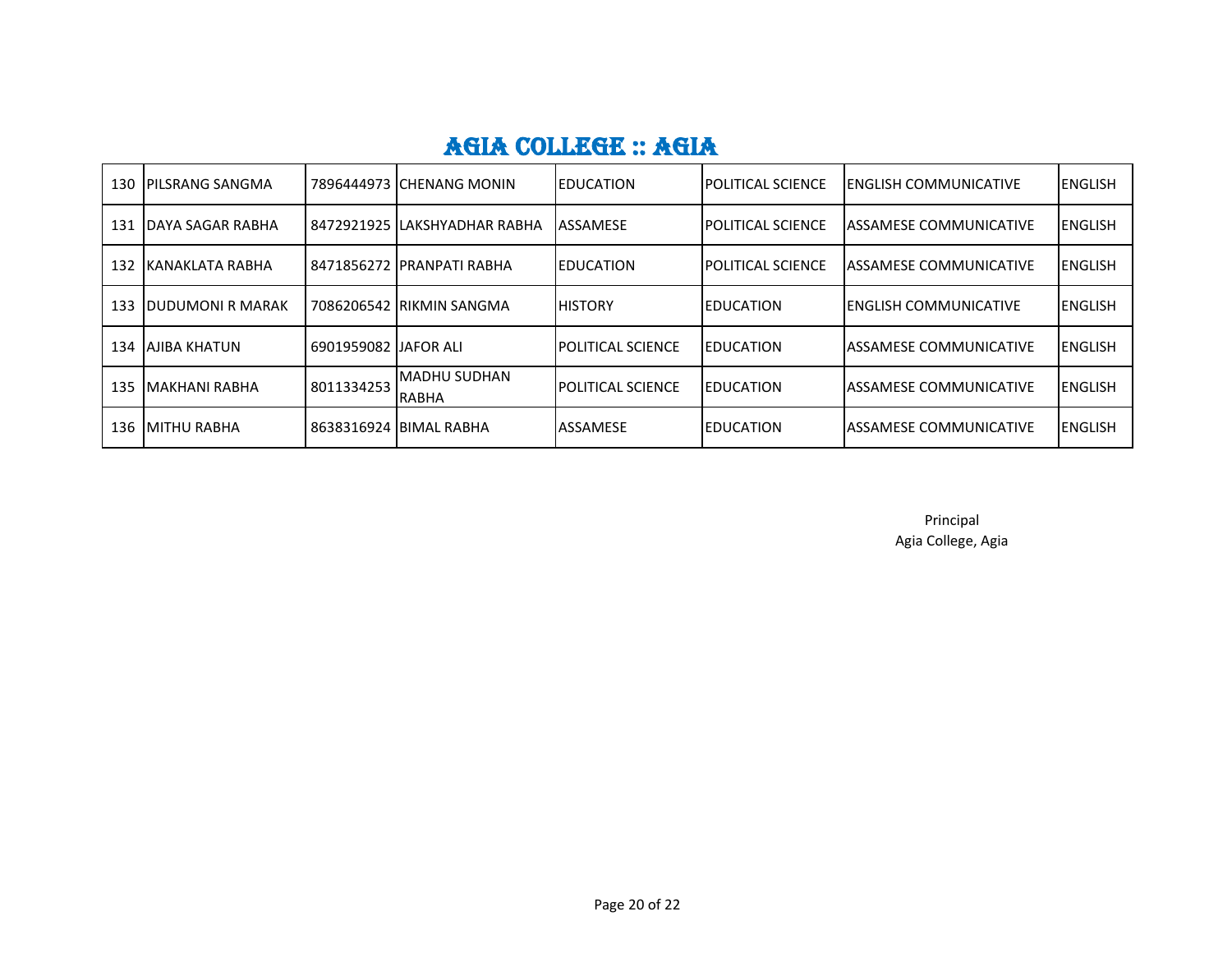# AGIA COLLEGE :: AGIA

| | | | | | | | |
|---|---|---|---|---|---|---|---|
| 130 | PILSRANG SANGMA | 7896444973 | CHENANG MONIN | EDUCATION | POLITICAL SCIENCE | ENGLISH COMMUNICATIVE | ENGLISH |
| 131 | DAYA SAGAR RABHA | 8472921925 | LAKSHYADHAR RABHA | ASSAMESE | POLITICAL SCIENCE | ASSAMESE COMMUNICATIVE | ENGLISH |
| 132 | KANAKLATA RABHA | 8471856272 | PRANPATI RABHA | EDUCATION | POLITICAL SCIENCE | ASSAMESE COMMUNICATIVE | ENGLISH |
| 133 | DUDUMONI R MARAK | 7086206542 | RIKMIN SANGMA | HISTORY | EDUCATION | ENGLISH COMMUNICATIVE | ENGLISH |
| 134 | AJIBA KHATUN | 6901959082 | JAFOR ALI | POLITICAL SCIENCE | EDUCATION | ASSAMESE COMMUNICATIVE | ENGLISH |
| 135 | MAKHANI RABHA | 8011334253 | MADHU SUDHAN RABHA | POLITICAL SCIENCE | EDUCATION | ASSAMESE COMMUNICATIVE | ENGLISH |
| 136 | MITHU RABHA | 8638316924 | BIMAL RABHA | ASSAMESE | EDUCATION | ASSAMESE COMMUNICATIVE | ENGLISH |

Principal
Agia College, Agia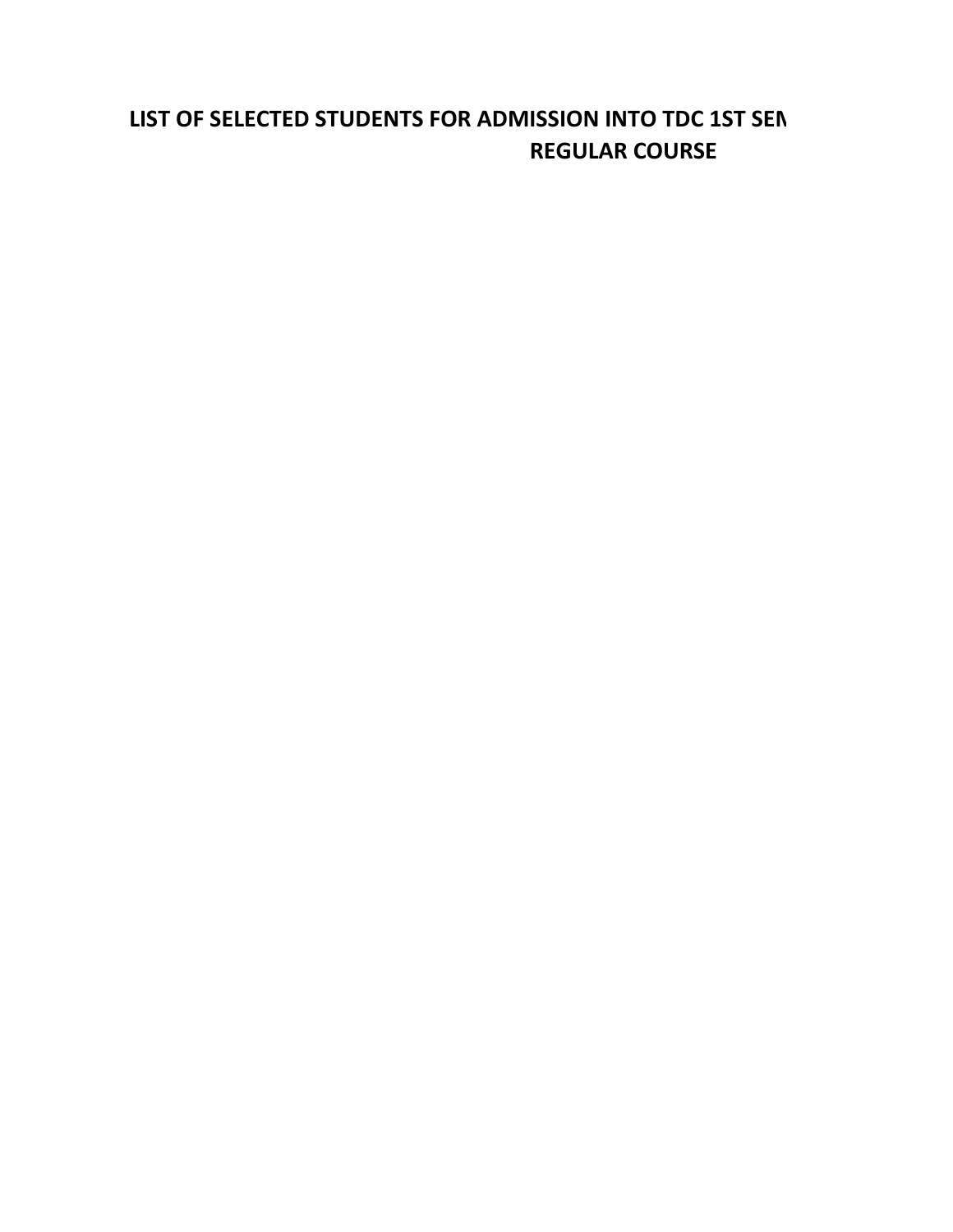**LIST OF SELECTED STUDENTS FOR ADMISSION INTO TDC 1ST SEN**

**REGULAR COURSE**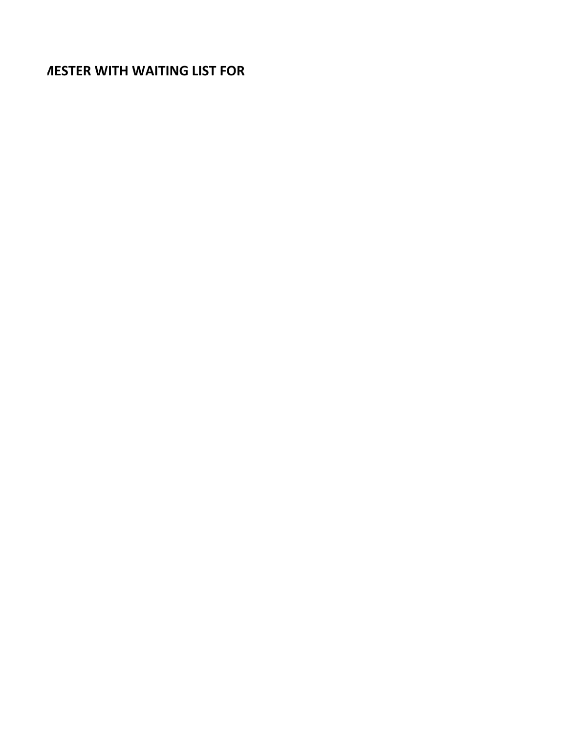**/IESTER WITH WAITING LIST FOR**